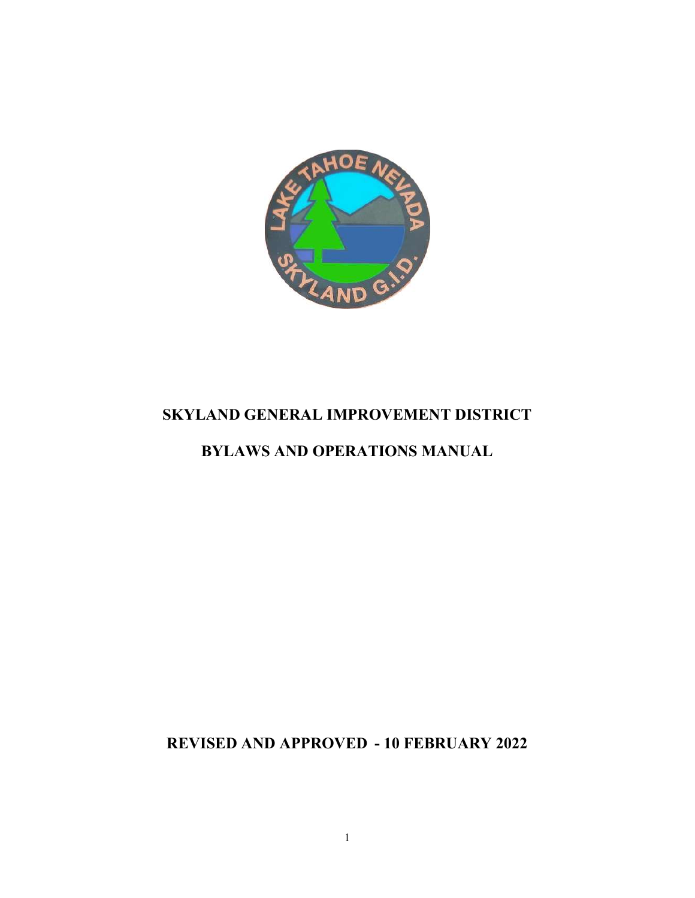# SKYLAND GENERAL IMPROVEMENT DISTRICT

# BYLAWS AND OPERATIONS MANUAL

**REVISED AND APPROVED - 10 FEBRUARY 2022**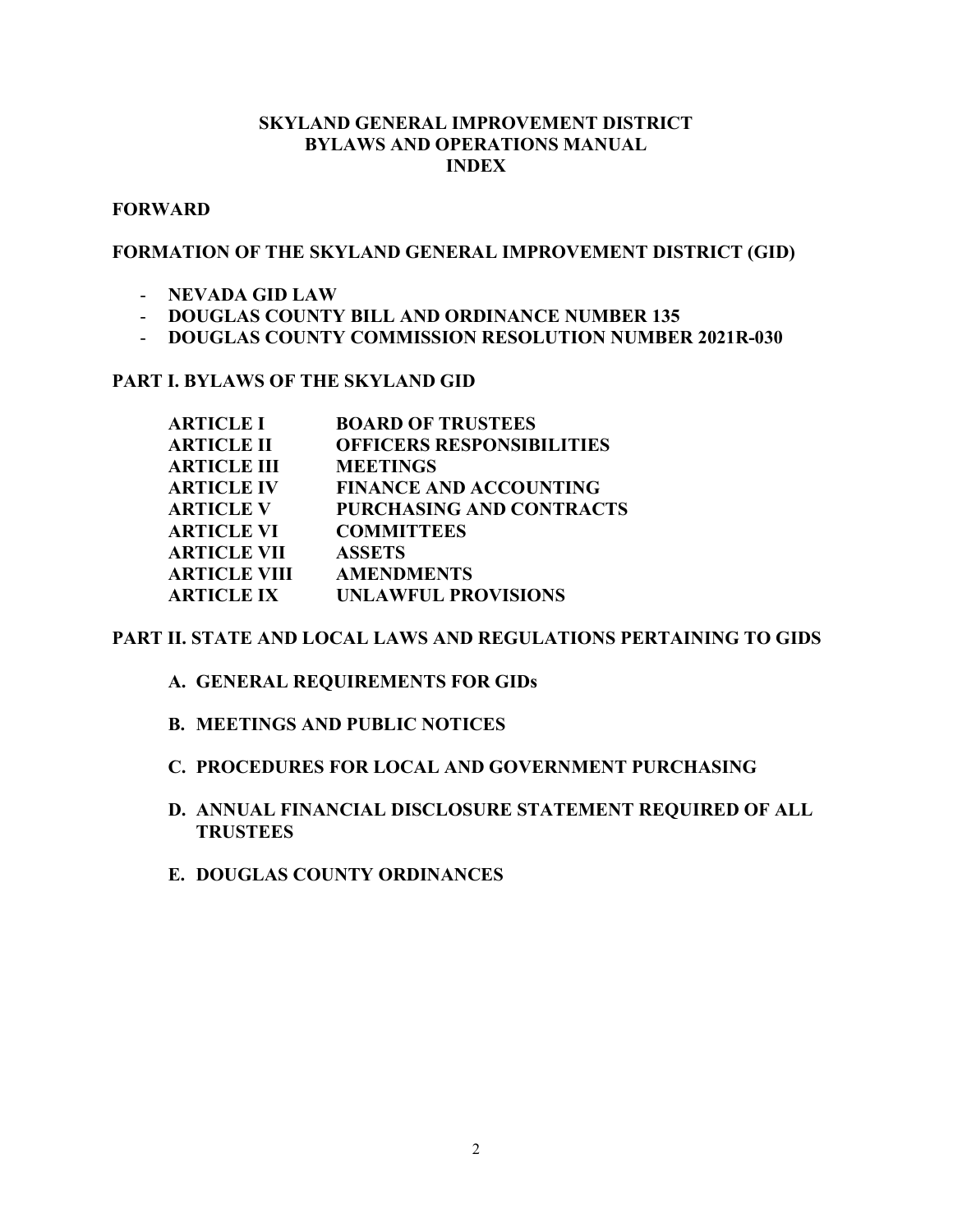# SKYLAND GENERAL IMPROVEMENT DISTRICT
# BYLAWS AND OPERATIONS MANUAL
# INDEX

**FORWARD**

**FORMATION OF THE SKYLAND GENERAL IMPROVEMENT DISTRICT (GID)**

- **NEVADA GID LAW**
- **DOUGLAS COUNTY BILL AND ORDINANCE NUMBER 135**
- **DOUGLAS COUNTY COMMISSION RESOLUTION NUMBER 2021R-030**

**PART I. BYLAWS OF THE SKYLAND GID**

| | |
|---|---|
| **ARTICLE I** | **BOARD OF TRUSTEES** |
| **ARTICLE II** | **OFFICERS RESPONSIBILITIES** |
| **ARTICLE III** | **MEETINGS** |
| **ARTICLE IV** | **FINANCE AND ACCOUNTING** |
| **ARTICLE V** | **PURCHASING AND CONTRACTS** |
| **ARTICLE VI** | **COMMITTEES** |
| **ARTICLE VII** | **ASSETS** |
| **ARTICLE VIII** | **AMENDMENTS** |
| **ARTICLE IX** | **UNLAWFUL PROVISIONS** |

**PART II. STATE AND LOCAL LAWS AND REGULATIONS PERTAINING TO GIDS**

A. **GENERAL REQUIREMENTS FOR GIDs**

B. **MEETINGS AND PUBLIC NOTICES**

C. **PROCEDURES FOR LOCAL AND GOVERNMENT PURCHASING**

D. **ANNUAL FINANCIAL DISCLOSURE STATEMENT REQUIRED OF ALL TRUSTEES**

E. **DOUGLAS COUNTY ORDINANCES**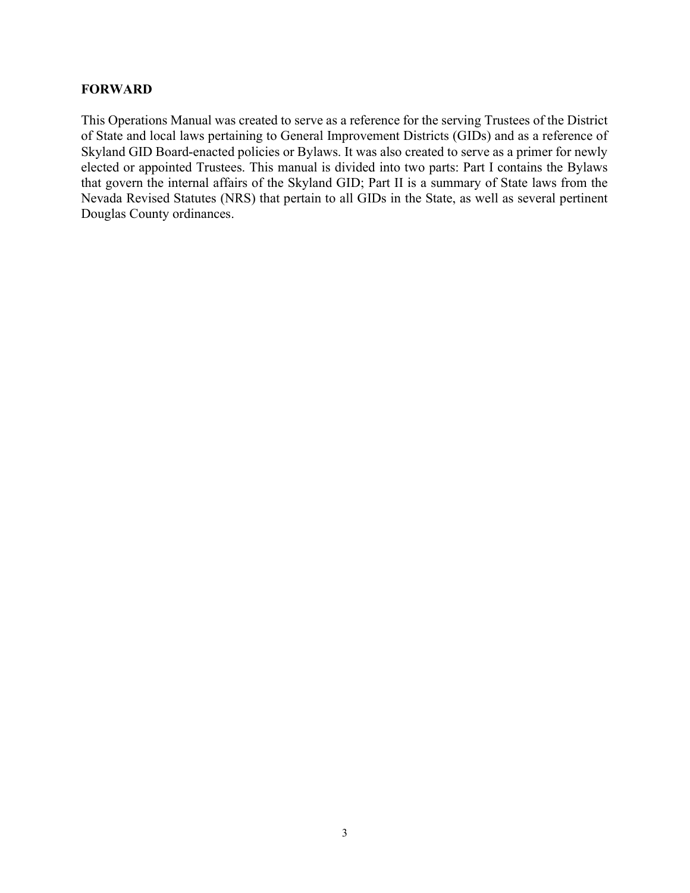## FORWARD

This Operations Manual was created to serve as a reference for the serving Trustees of the District of State and local laws pertaining to General Improvement Districts (GIDs) and as a reference of Skyland GID Board-enacted policies or Bylaws. It was also created to serve as a primer for newly elected or appointed Trustees. This manual is divided into two parts: Part I contains the Bylaws that govern the internal affairs of the Skyland GID; Part II is a summary of State laws from the Nevada Revised Statutes (NRS) that pertain to all GIDs in the State, as well as several pertinent Douglas County ordinances.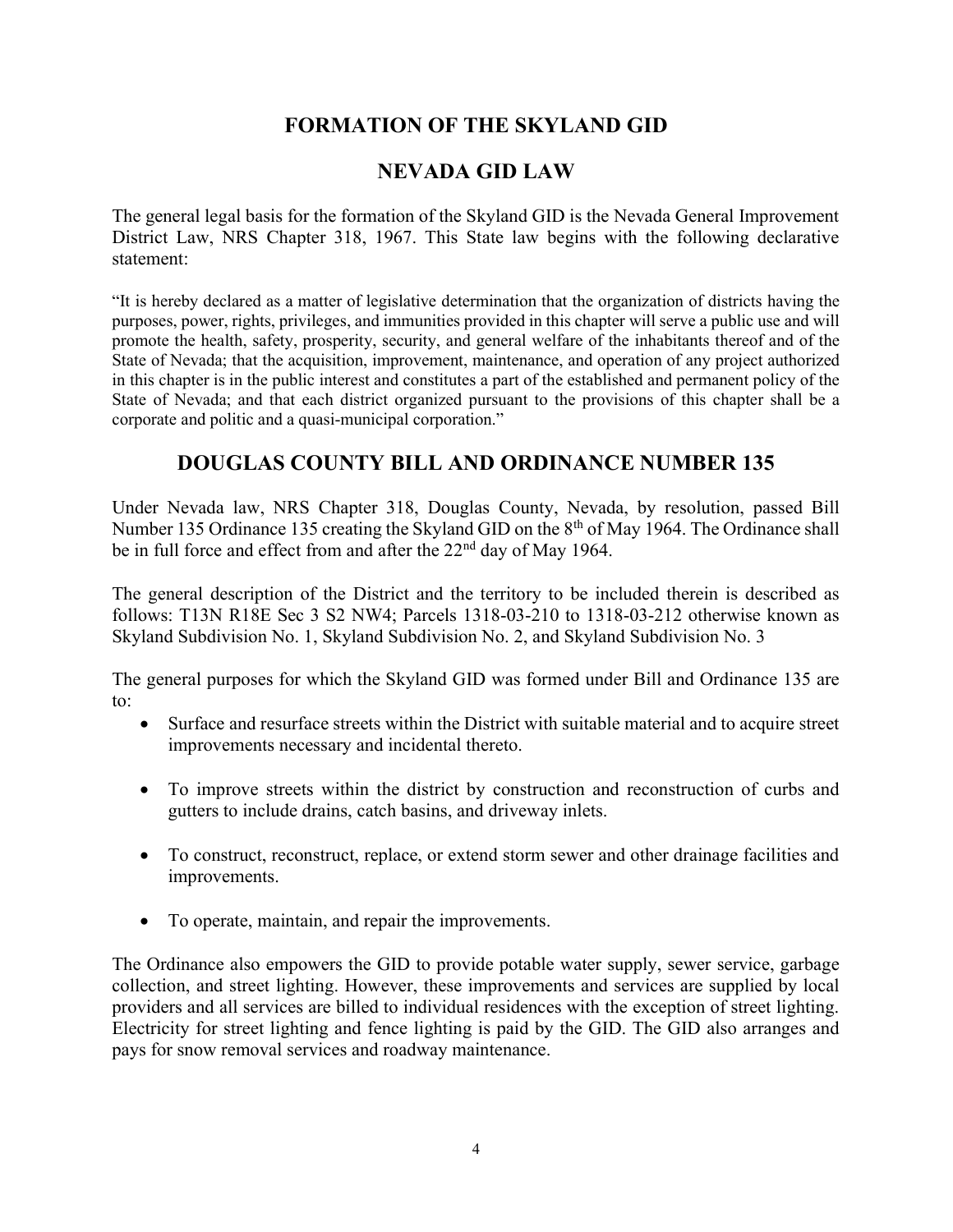# FORMATION OF THE SKYLAND GID

## NEVADA GID LAW

The general legal basis for the formation of the Skyland GID is the Nevada General Improvement District Law, NRS Chapter 318, 1967. This State law begins with the following declarative statement:

"It is hereby declared as a matter of legislative determination that the organization of districts having the purposes, power, rights, privileges, and immunities provided in this chapter will serve a public use and will promote the health, safety, prosperity, security, and general welfare of the inhabitants thereof and of the State of Nevada; that the acquisition, improvement, maintenance, and operation of any project authorized in this chapter is in the public interest and constitutes a part of the established and permanent policy of the State of Nevada; and that each district organized pursuant to the provisions of this chapter shall be a corporate and politic and a quasi-municipal corporation."

## DOUGLAS COUNTY BILL AND ORDINANCE NUMBER 135

Under Nevada law, NRS Chapter 318, Douglas County, Nevada, by resolution, passed Bill Number 135 Ordinance 135 creating the Skyland GID on the 8th of May 1964. The Ordinance shall be in full force and effect from and after the 22nd day of May 1964.

The general description of the District and the territory to be included therein is described as follows: T13N R18E Sec 3 S2 NW4; Parcels 1318-03-210 to 1318-03-212 otherwise known as Skyland Subdivision No. 1, Skyland Subdivision No. 2, and Skyland Subdivision No. 3

The general purposes for which the Skyland GID was formed under Bill and Ordinance 135 are to:

- Surface and resurface streets within the District with suitable material and to acquire street improvements necessary and incidental thereto.
- To improve streets within the district by construction and reconstruction of curbs and gutters to include drains, catch basins, and driveway inlets.
- To construct, reconstruct, replace, or extend storm sewer and other drainage facilities and improvements.
- To operate, maintain, and repair the improvements.

The Ordinance also empowers the GID to provide potable water supply, sewer service, garbage collection, and street lighting. However, these improvements and services are supplied by local providers and all services are billed to individual residences with the exception of street lighting. Electricity for street lighting and fence lighting is paid by the GID. The GID also arranges and pays for snow removal services and roadway maintenance.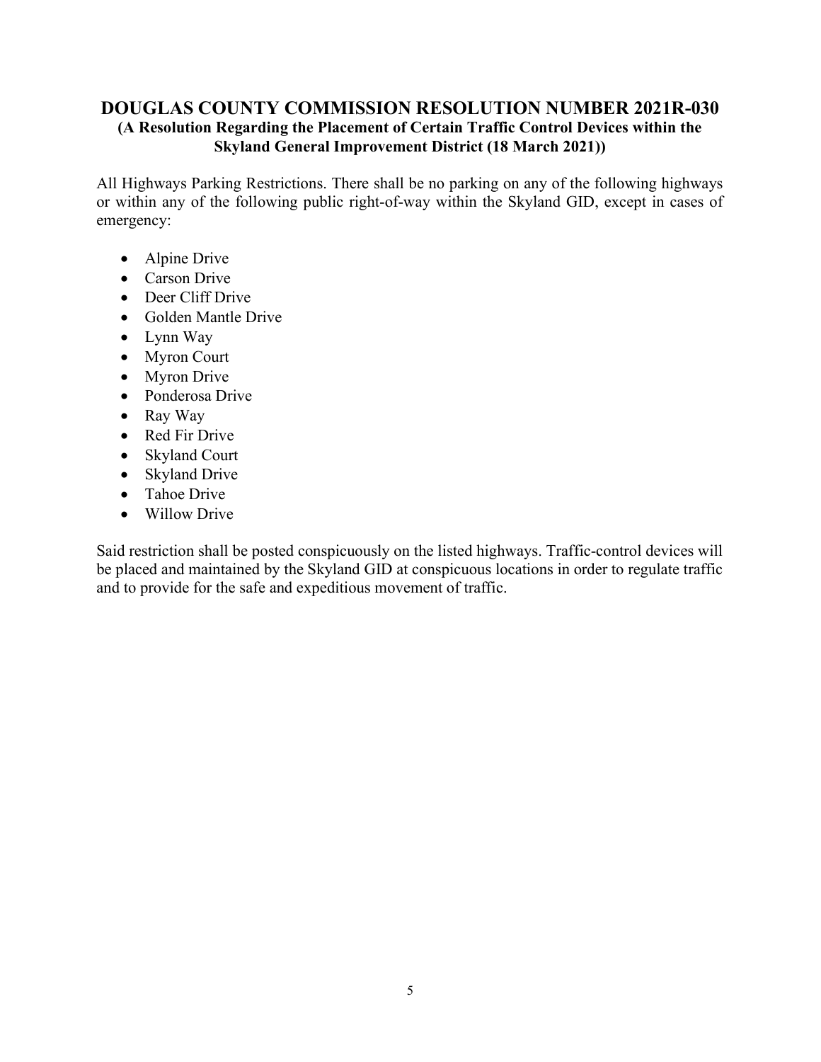## DOUGLAS COUNTY COMMISSION RESOLUTION NUMBER 2021R-030

**(A Resolution Regarding the Placement of Certain Traffic Control Devices within the Skyland General Improvement District (18 March 2021))**

All Highways Parking Restrictions. There shall be no parking on any of the following highways or within any of the following public right-of-way within the Skyland GID, except in cases of emergency:

- Alpine Drive
- Carson Drive
- Deer Cliff Drive
- Golden Mantle Drive
- Lynn Way
- Myron Court
- Myron Drive
- Ponderosa Drive
- Ray Way
- Red Fir Drive
- Skyland Court
- Skyland Drive
- Tahoe Drive
- Willow Drive

Said restriction shall be posted conspicuously on the listed highways. Traffic-control devices will be placed and maintained by the Skyland GID at conspicuous locations in order to regulate traffic and to provide for the safe and expeditious movement of traffic.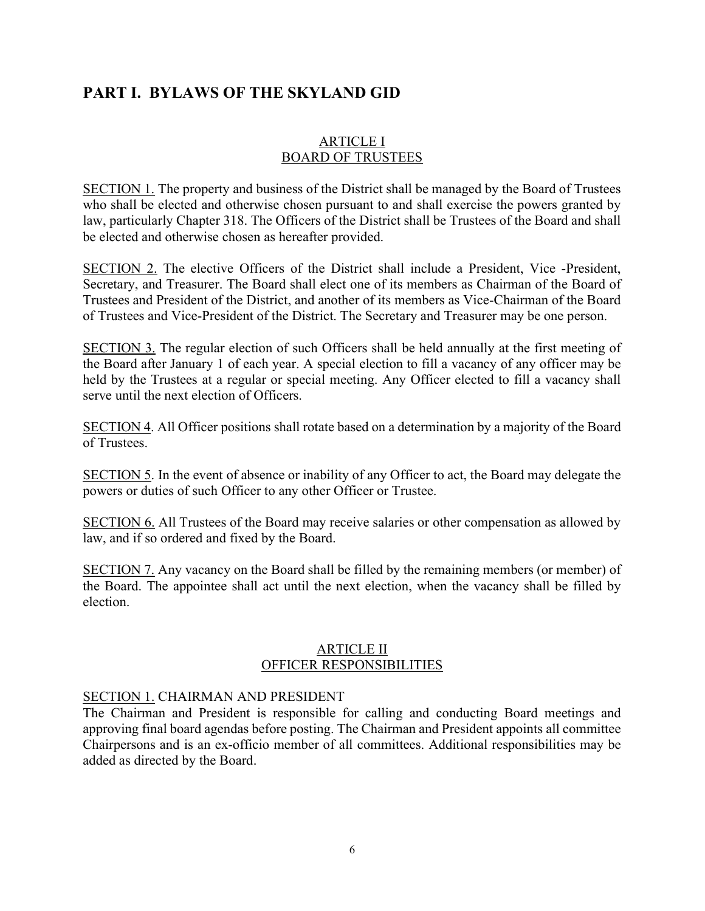# PART I. BYLAWS OF THE SKYLAND GID

## ARTICLE I
## BOARD OF TRUSTEES

SECTION 1. The property and business of the District shall be managed by the Board of Trustees who shall be elected and otherwise chosen pursuant to and shall exercise the powers granted by law, particularly Chapter 318. The Officers of the District shall be Trustees of the Board and shall be elected and otherwise chosen as hereafter provided.

SECTION 2. The elective Officers of the District shall include a President, Vice -President, Secretary, and Treasurer. The Board shall elect one of its members as Chairman of the Board of Trustees and President of the District, and another of its members as Vice-Chairman of the Board of Trustees and Vice-President of the District. The Secretary and Treasurer may be one person.

SECTION 3. The regular election of such Officers shall be held annually at the first meeting of the Board after January 1 of each year. A special election to fill a vacancy of any officer may be held by the Trustees at a regular or special meeting. Any Officer elected to fill a vacancy shall serve until the next election of Officers.

SECTION 4. All Officer positions shall rotate based on a determination by a majority of the Board of Trustees.

SECTION 5. In the event of absence or inability of any Officer to act, the Board may delegate the powers or duties of such Officer to any other Officer or Trustee.

SECTION 6. All Trustees of the Board may receive salaries or other compensation as allowed by law, and if so ordered and fixed by the Board.

SECTION 7. Any vacancy on the Board shall be filled by the remaining members (or member) of the Board. The appointee shall act until the next election, when the vacancy shall be filled by election.

## ARTICLE II
## OFFICER RESPONSIBILITIES

SECTION 1. CHAIRMAN AND PRESIDENT
The Chairman and President is responsible for calling and conducting Board meetings and approving final board agendas before posting. The Chairman and President appoints all committee Chairpersons and is an ex-officio member of all committees. Additional responsibilities may be added as directed by the Board.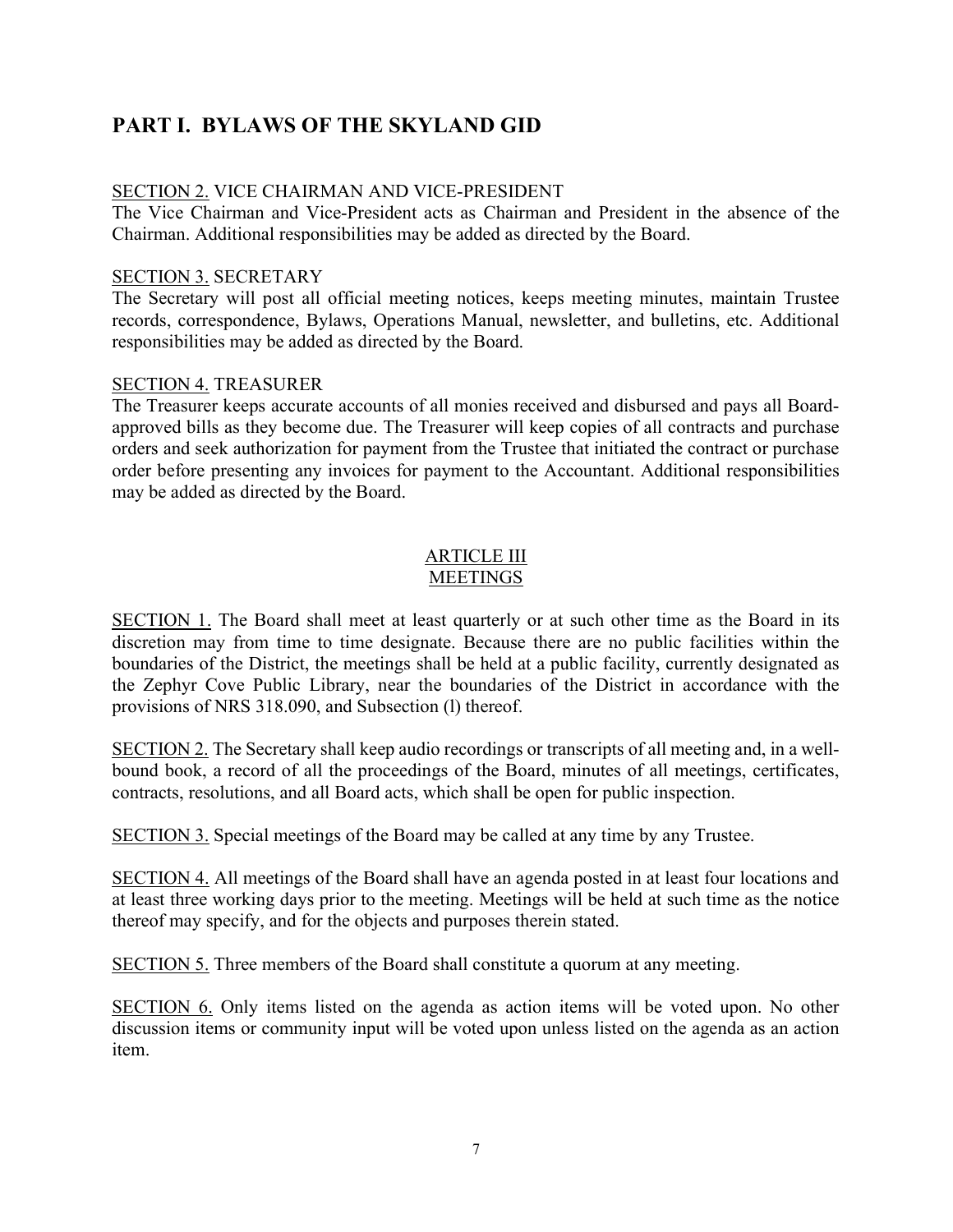# PART I. BYLAWS OF THE SKYLAND GID

SECTION 2. VICE CHAIRMAN AND VICE-PRESIDENT
The Vice Chairman and Vice-President acts as Chairman and President in the absence of the Chairman. Additional responsibilities may be added as directed by the Board.

SECTION 3. SECRETARY
The Secretary will post all official meeting notices, keeps meeting minutes, maintain Trustee records, correspondence, Bylaws, Operations Manual, newsletter, and bulletins, etc. Additional responsibilities may be added as directed by the Board.

SECTION 4. TREASURER
The Treasurer keeps accurate accounts of all monies received and disbursed and pays all Board-approved bills as they become due. The Treasurer will keep copies of all contracts and purchase orders and seek authorization for payment from the Trustee that initiated the contract or purchase order before presenting any invoices for payment to the Accountant. Additional responsibilities may be added as directed by the Board.

## ARTICLE III
## MEETINGS

SECTION 1. The Board shall meet at least quarterly or at such other time as the Board in its discretion may from time to time designate. Because there are no public facilities within the boundaries of the District, the meetings shall be held at a public facility, currently designated as the Zephyr Cove Public Library, near the boundaries of the District in accordance with the provisions of NRS 318.090, and Subsection (l) thereof.

SECTION 2. The Secretary shall keep audio recordings or transcripts of all meeting and, in a well-bound book, a record of all the proceedings of the Board, minutes of all meetings, certificates, contracts, resolutions, and all Board acts, which shall be open for public inspection.

SECTION 3. Special meetings of the Board may be called at any time by any Trustee.

SECTION 4. All meetings of the Board shall have an agenda posted in at least four locations and at least three working days prior to the meeting. Meetings will be held at such time as the notice thereof may specify, and for the objects and purposes therein stated.

SECTION 5. Three members of the Board shall constitute a quorum at any meeting.

SECTION 6. Only items listed on the agenda as action items will be voted upon. No other discussion items or community input will be voted upon unless listed on the agenda as an action item.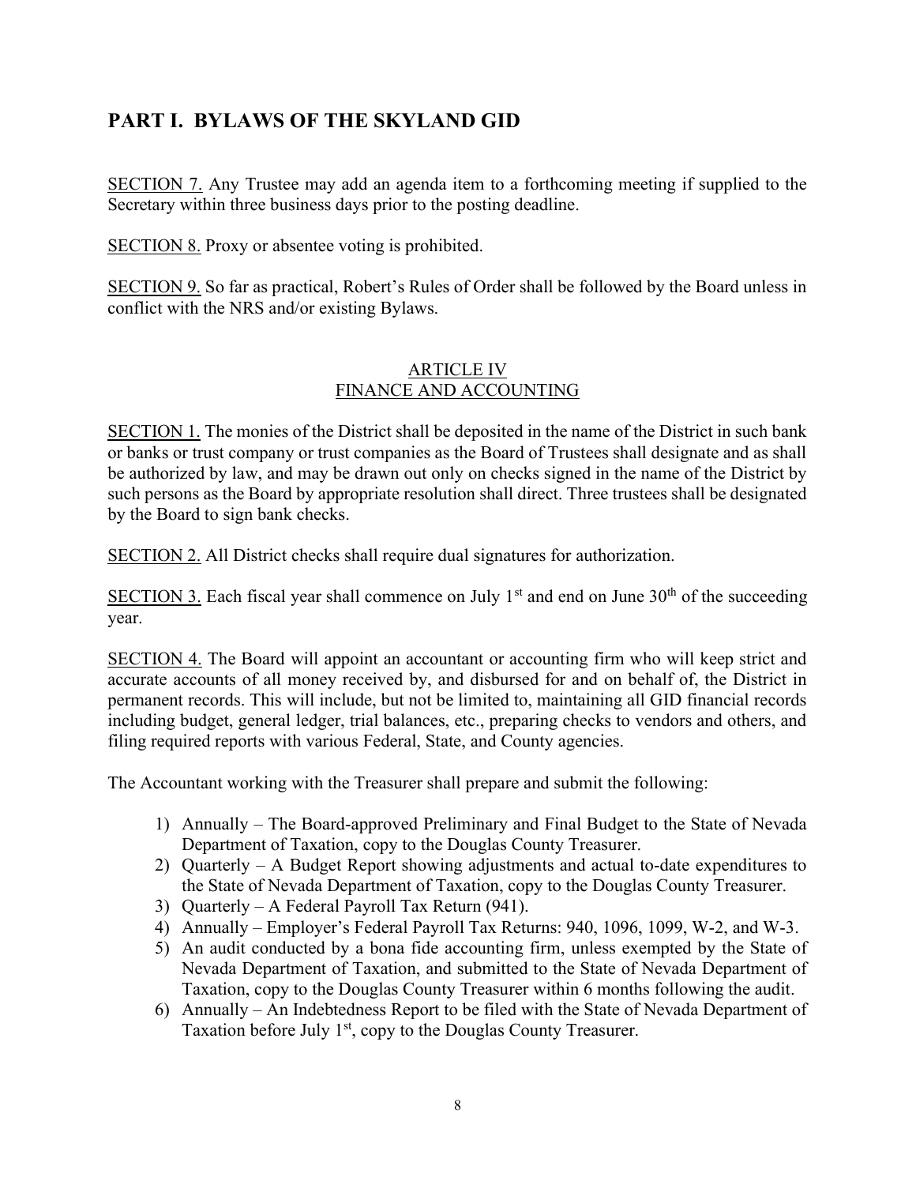## PART I. BYLAWS OF THE SKYLAND GID

SECTION 7. Any Trustee may add an agenda item to a forthcoming meeting if supplied to the Secretary within three business days prior to the posting deadline.

SECTION 8. Proxy or absentee voting is prohibited.

SECTION 9. So far as practical, Robert's Rules of Order shall be followed by the Board unless in conflict with the NRS and/or existing Bylaws.

### ARTICLE IV
### FINANCE AND ACCOUNTING

SECTION 1. The monies of the District shall be deposited in the name of the District in such bank or banks or trust company or trust companies as the Board of Trustees shall designate and as shall be authorized by law, and may be drawn out only on checks signed in the name of the District by such persons as the Board by appropriate resolution shall direct. Three trustees shall be designated by the Board to sign bank checks.

SECTION 2. All District checks shall require dual signatures for authorization.

SECTION 3. Each fiscal year shall commence on July 1st and end on June 30th of the succeeding year.

SECTION 4. The Board will appoint an accountant or accounting firm who will keep strict and accurate accounts of all money received by, and disbursed for and on behalf of, the District in permanent records. This will include, but not be limited to, maintaining all GID financial records including budget, general ledger, trial balances, etc., preparing checks to vendors and others, and filing required reports with various Federal, State, and County agencies.

The Accountant working with the Treasurer shall prepare and submit the following:

1) Annually – The Board-approved Preliminary and Final Budget to the State of Nevada Department of Taxation, copy to the Douglas County Treasurer.
2) Quarterly – A Budget Report showing adjustments and actual to-date expenditures to the State of Nevada Department of Taxation, copy to the Douglas County Treasurer.
3) Quarterly – A Federal Payroll Tax Return (941).
4) Annually – Employer's Federal Payroll Tax Returns: 940, 1096, 1099, W-2, and W-3.
5) An audit conducted by a bona fide accounting firm, unless exempted by the State of Nevada Department of Taxation, and submitted to the State of Nevada Department of Taxation, copy to the Douglas County Treasurer within 6 months following the audit.
6) Annually – An Indebtedness Report to be filed with the State of Nevada Department of Taxation before July 1st, copy to the Douglas County Treasurer.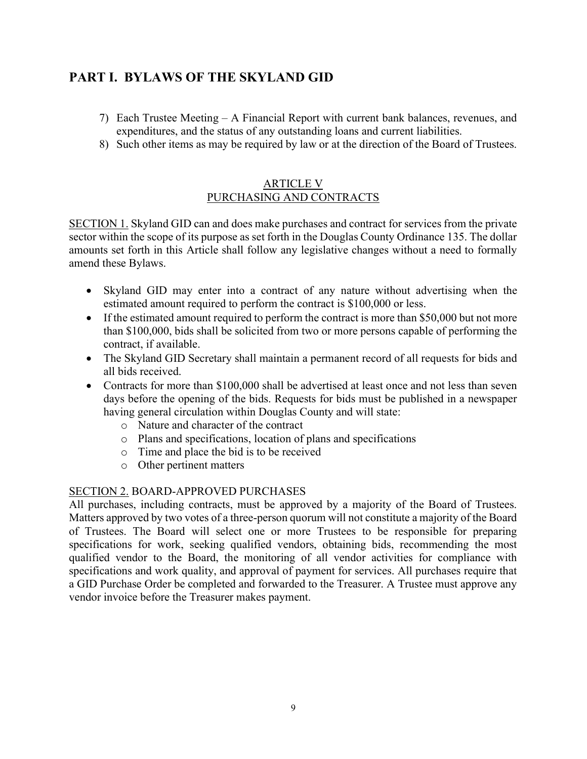# PART I. BYLAWS OF THE SKYLAND GID

7) Each Trustee Meeting – A Financial Report with current bank balances, revenues, and expenditures, and the status of any outstanding loans and current liabilities.
8) Such other items as may be required by law or at the direction of the Board of Trustees.

## ARTICLE V
## PURCHASING AND CONTRACTS

SECTION 1. Skyland GID can and does make purchases and contract for services from the private sector within the scope of its purpose as set forth in the Douglas County Ordinance 135. The dollar amounts set forth in this Article shall follow any legislative changes without a need to formally amend these Bylaws.

- Skyland GID may enter into a contract of any nature without advertising when the estimated amount required to perform the contract is $100,000 or less.
- If the estimated amount required to perform the contract is more than $50,000 but not more than $100,000, bids shall be solicited from two or more persons capable of performing the contract, if available.
- The Skyland GID Secretary shall maintain a permanent record of all requests for bids and all bids received.
- Contracts for more than $100,000 shall be advertised at least once and not less than seven days before the opening of the bids. Requests for bids must be published in a newspaper having general circulation within Douglas County and will state:
  - Nature and character of the contract
  - Plans and specifications, location of plans and specifications
  - Time and place the bid is to be received
  - Other pertinent matters

SECTION 2. BOARD-APPROVED PURCHASES

All purchases, including contracts, must be approved by a majority of the Board of Trustees. Matters approved by two votes of a three-person quorum will not constitute a majority of the Board of Trustees. The Board will select one or more Trustees to be responsible for preparing specifications for work, seeking qualified vendors, obtaining bids, recommending the most qualified vendor to the Board, the monitoring of all vendor activities for compliance with specifications and work quality, and approval of payment for services. All purchases require that a GID Purchase Order be completed and forwarded to the Treasurer. A Trustee must approve any vendor invoice before the Treasurer makes payment.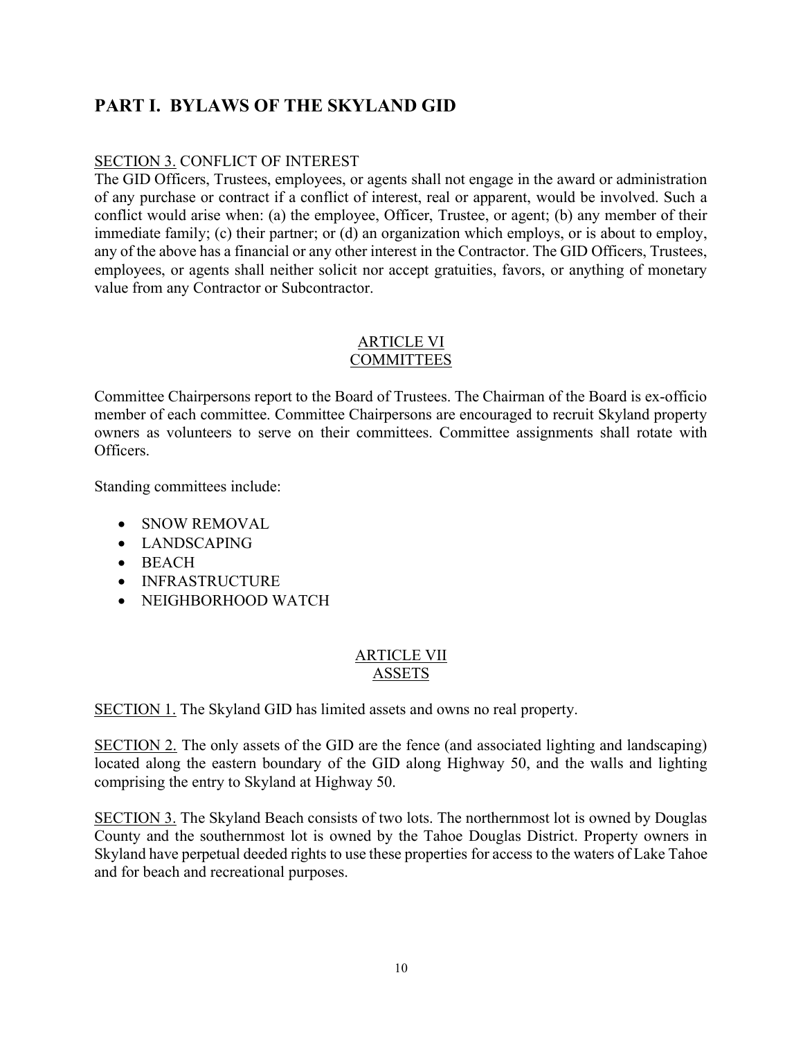# PART I. BYLAWS OF THE SKYLAND GID

SECTION 3. CONFLICT OF INTEREST

The GID Officers, Trustees, employees, or agents shall not engage in the award or administration of any purchase or contract if a conflict of interest, real or apparent, would be involved. Such a conflict would arise when: (a) the employee, Officer, Trustee, or agent; (b) any member of their immediate family; (c) their partner; or (d) an organization which employs, or is about to employ, any of the above has a financial or any other interest in the Contractor. The GID Officers, Trustees, employees, or agents shall neither solicit nor accept gratuities, favors, or anything of monetary value from any Contractor or Subcontractor.

## ARTICLE VI
## COMMITTEES

Committee Chairpersons report to the Board of Trustees. The Chairman of the Board is ex-officio member of each committee. Committee Chairpersons are encouraged to recruit Skyland property owners as volunteers to serve on their committees. Committee assignments shall rotate with Officers.

Standing committees include:

- SNOW REMOVAL
- LANDSCAPING
- BEACH
- INFRASTRUCTURE
- NEIGHBORHOOD WATCH

## ARTICLE VII
## ASSETS

SECTION 1. The Skyland GID has limited assets and owns no real property.

SECTION 2. The only assets of the GID are the fence (and associated lighting and landscaping) located along the eastern boundary of the GID along Highway 50, and the walls and lighting comprising the entry to Skyland at Highway 50.

SECTION 3. The Skyland Beach consists of two lots. The northernmost lot is owned by Douglas County and the southernmost lot is owned by the Tahoe Douglas District. Property owners in Skyland have perpetual deeded rights to use these properties for access to the waters of Lake Tahoe and for beach and recreational purposes.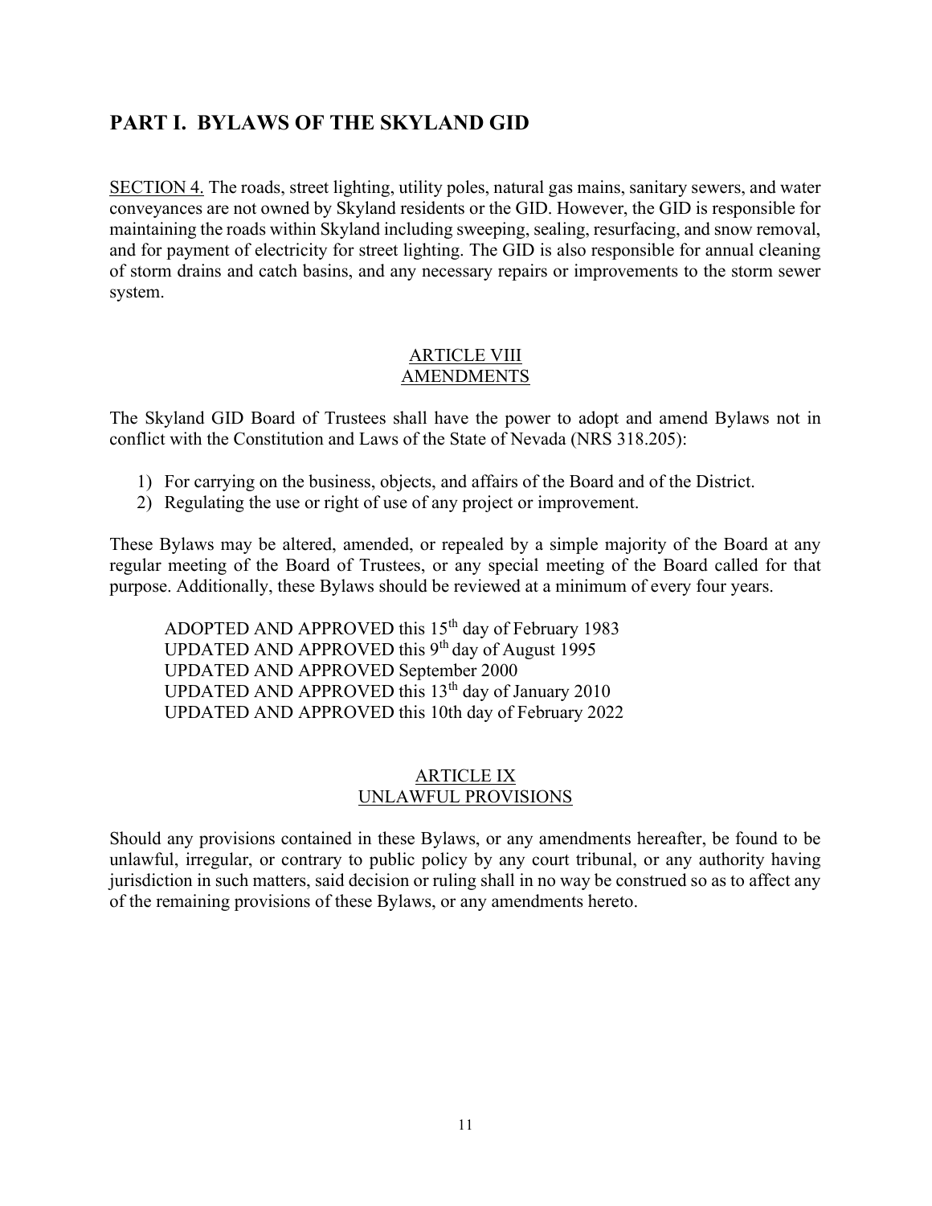## PART I. BYLAWS OF THE SKYLAND GID

SECTION 4. The roads, street lighting, utility poles, natural gas mains, sanitary sewers, and water conveyances are not owned by Skyland residents or the GID. However, the GID is responsible for maintaining the roads within Skyland including sweeping, sealing, resurfacing, and snow removal, and for payment of electricity for street lighting. The GID is also responsible for annual cleaning of storm drains and catch basins, and any necessary repairs or improvements to the storm sewer system.

### ARTICLE VIII
### AMENDMENTS

The Skyland GID Board of Trustees shall have the power to adopt and amend Bylaws not in conflict with the Constitution and Laws of the State of Nevada (NRS 318.205):

1) For carrying on the business, objects, and affairs of the Board and of the District.
2) Regulating the use or right of use of any project or improvement.

These Bylaws may be altered, amended, or repealed by a simple majority of the Board at any regular meeting of the Board of Trustees, or any special meeting of the Board called for that purpose. Additionally, these Bylaws should be reviewed at a minimum of every four years.

ADOPTED AND APPROVED this 15th day of February 1983
UPDATED AND APPROVED this 9th day of August 1995
UPDATED AND APPROVED September 2000
UPDATED AND APPROVED this 13th day of January 2010
UPDATED AND APPROVED this 10th day of February 2022

### ARTICLE IX
### UNLAWFUL PROVISIONS

Should any provisions contained in these Bylaws, or any amendments hereafter, be found to be unlawful, irregular, or contrary to public policy by any court tribunal, or any authority having jurisdiction in such matters, said decision or ruling shall in no way be construed so as to affect any of the remaining provisions of these Bylaws, or any amendments hereto.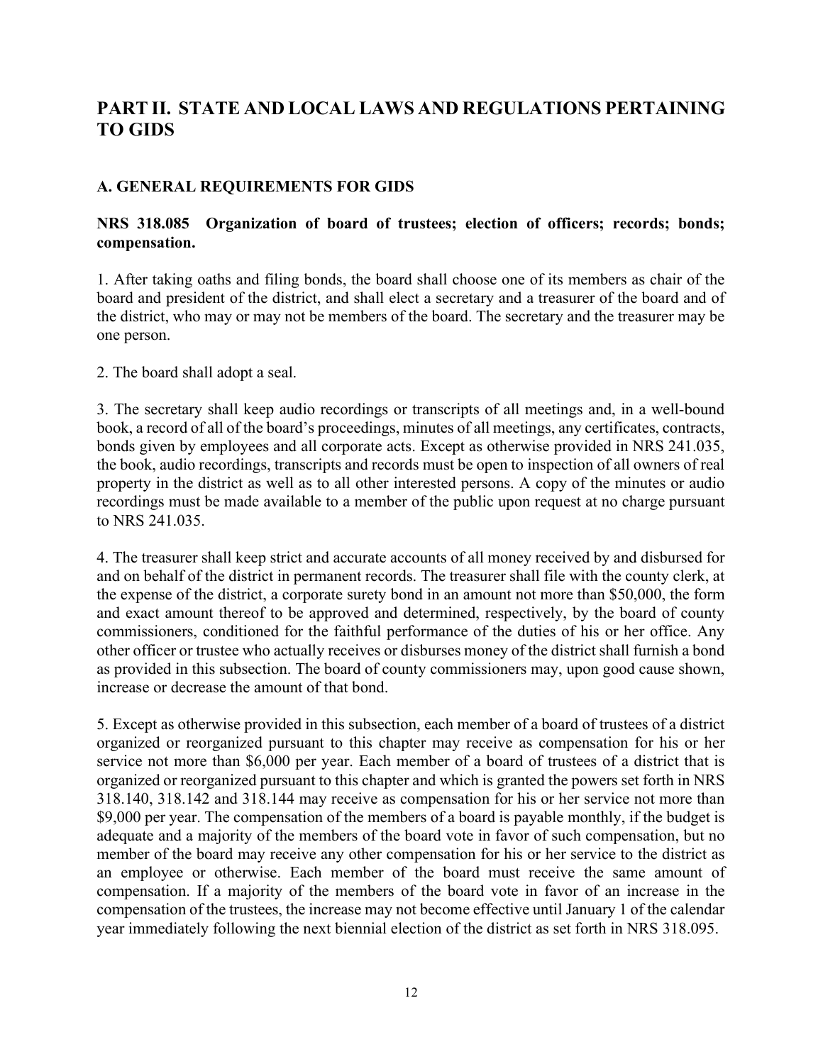## PART II. STATE AND LOCAL LAWS AND REGULATIONS PERTAINING TO GIDS

### A. GENERAL REQUIREMENTS FOR GIDS

#### NRS 318.085 Organization of board of trustees; election of officers; records; bonds; compensation.

1. After taking oaths and filing bonds, the board shall choose one of its members as chair of the board and president of the district, and shall elect a secretary and a treasurer of the board and of the district, who may or may not be members of the board. The secretary and the treasurer may be one person.

2. The board shall adopt a seal.

3. The secretary shall keep audio recordings or transcripts of all meetings and, in a well-bound book, a record of all of the board's proceedings, minutes of all meetings, any certificates, contracts, bonds given by employees and all corporate acts. Except as otherwise provided in NRS 241.035, the book, audio recordings, transcripts and records must be open to inspection of all owners of real property in the district as well as to all other interested persons. A copy of the minutes or audio recordings must be made available to a member of the public upon request at no charge pursuant to NRS 241.035.

4. The treasurer shall keep strict and accurate accounts of all money received by and disbursed for and on behalf of the district in permanent records. The treasurer shall file with the county clerk, at the expense of the district, a corporate surety bond in an amount not more than $50,000, the form and exact amount thereof to be approved and determined, respectively, by the board of county commissioners, conditioned for the faithful performance of the duties of his or her office. Any other officer or trustee who actually receives or disburses money of the district shall furnish a bond as provided in this subsection. The board of county commissioners may, upon good cause shown, increase or decrease the amount of that bond.

5. Except as otherwise provided in this subsection, each member of a board of trustees of a district organized or reorganized pursuant to this chapter may receive as compensation for his or her service not more than $6,000 per year. Each member of a board of trustees of a district that is organized or reorganized pursuant to this chapter and which is granted the powers set forth in NRS 318.140, 318.142 and 318.144 may receive as compensation for his or her service not more than $9,000 per year. The compensation of the members of a board is payable monthly, if the budget is adequate and a majority of the members of the board vote in favor of such compensation, but no member of the board may receive any other compensation for his or her service to the district as an employee or otherwise. Each member of the board must receive the same amount of compensation. If a majority of the members of the board vote in favor of an increase in the compensation of the trustees, the increase may not become effective until January 1 of the calendar year immediately following the next biennial election of the district as set forth in NRS 318.095.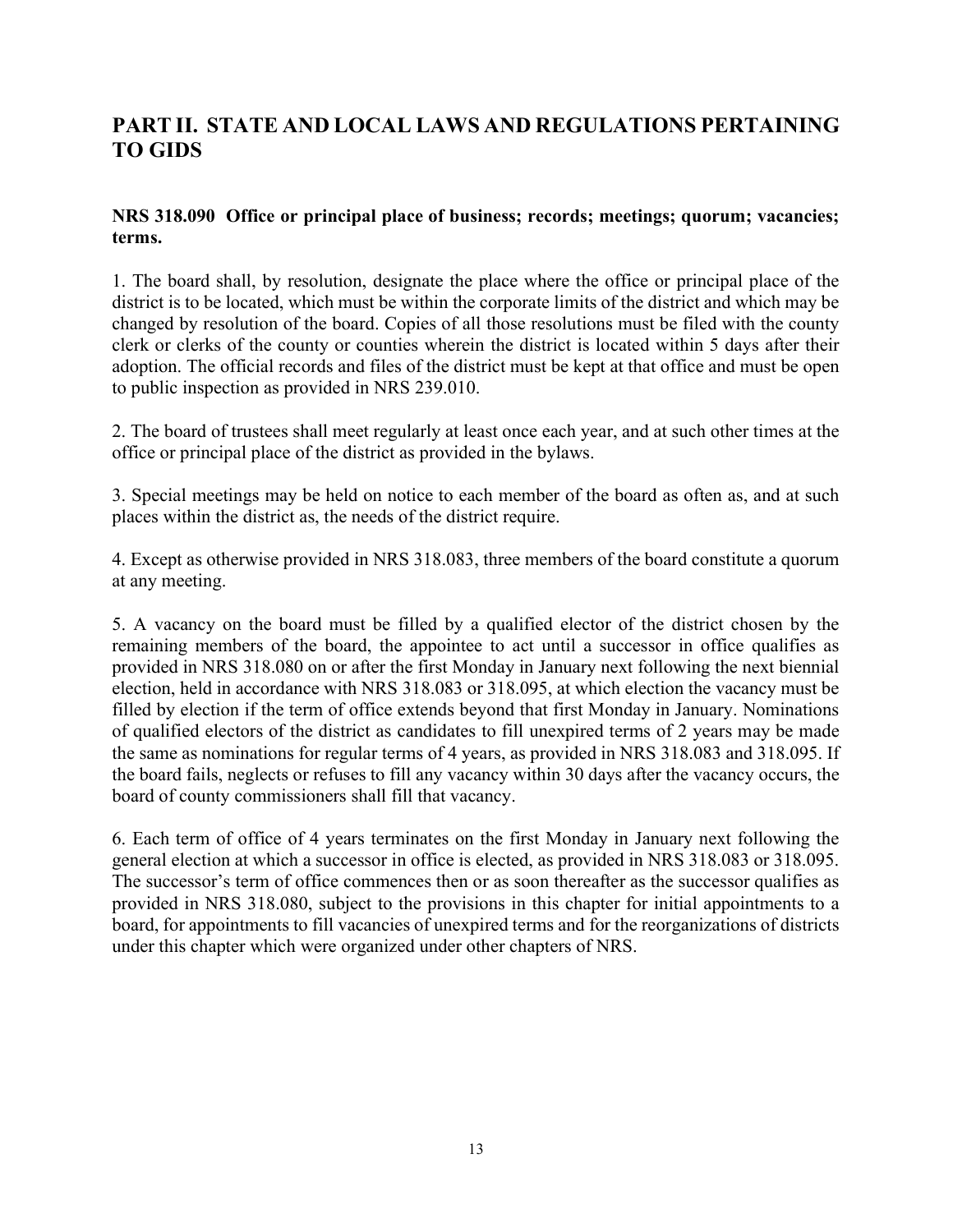## PART II. STATE AND LOCAL LAWS AND REGULATIONS PERTAINING TO GIDS

**NRS 318.090 Office or principal place of business; records; meetings; quorum; vacancies; terms.**

1. The board shall, by resolution, designate the place where the office or principal place of the district is to be located, which must be within the corporate limits of the district and which may be changed by resolution of the board. Copies of all those resolutions must be filed with the county clerk or clerks of the county or counties wherein the district is located within 5 days after their adoption. The official records and files of the district must be kept at that office and must be open to public inspection as provided in NRS 239.010.

2. The board of trustees shall meet regularly at least once each year, and at such other times at the office or principal place of the district as provided in the bylaws.

3. Special meetings may be held on notice to each member of the board as often as, and at such places within the district as, the needs of the district require.

4. Except as otherwise provided in NRS 318.083, three members of the board constitute a quorum at any meeting.

5. A vacancy on the board must be filled by a qualified elector of the district chosen by the remaining members of the board, the appointee to act until a successor in office qualifies as provided in NRS 318.080 on or after the first Monday in January next following the next biennial election, held in accordance with NRS 318.083 or 318.095, at which election the vacancy must be filled by election if the term of office extends beyond that first Monday in January. Nominations of qualified electors of the district as candidates to fill unexpired terms of 2 years may be made the same as nominations for regular terms of 4 years, as provided in NRS 318.083 and 318.095. If the board fails, neglects or refuses to fill any vacancy within 30 days after the vacancy occurs, the board of county commissioners shall fill that vacancy.

6. Each term of office of 4 years terminates on the first Monday in January next following the general election at which a successor in office is elected, as provided in NRS 318.083 or 318.095. The successor's term of office commences then or as soon thereafter as the successor qualifies as provided in NRS 318.080, subject to the provisions in this chapter for initial appointments to a board, for appointments to fill vacancies of unexpired terms and for the reorganizations of districts under this chapter which were organized under other chapters of NRS.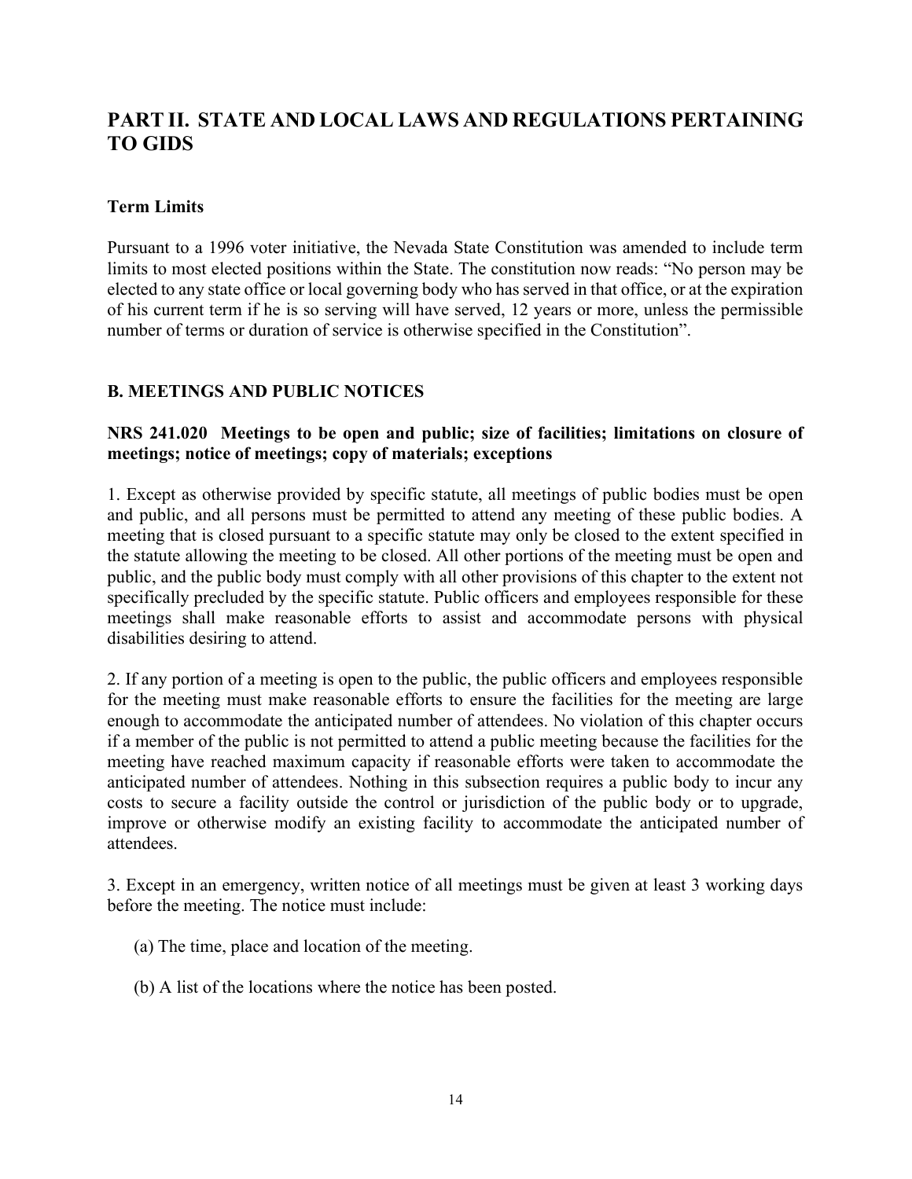## PART II. STATE AND LOCAL LAWS AND REGULATIONS PERTAINING TO GIDS

### Term Limits

Pursuant to a 1996 voter initiative, the Nevada State Constitution was amended to include term limits to most elected positions within the State. The constitution now reads: "No person may be elected to any state office or local governing body who has served in that office, or at the expiration of his current term if he is so serving will have served, 12 years or more, unless the permissible number of terms or duration of service is otherwise specified in the Constitution".

### B. MEETINGS AND PUBLIC NOTICES

#### NRS 241.020 Meetings to be open and public; size of facilities; limitations on closure of meetings; notice of meetings; copy of materials; exceptions

1. Except as otherwise provided by specific statute, all meetings of public bodies must be open and public, and all persons must be permitted to attend any meeting of these public bodies. A meeting that is closed pursuant to a specific statute may only be closed to the extent specified in the statute allowing the meeting to be closed. All other portions of the meeting must be open and public, and the public body must comply with all other provisions of this chapter to the extent not specifically precluded by the specific statute. Public officers and employees responsible for these meetings shall make reasonable efforts to assist and accommodate persons with physical disabilities desiring to attend.

2. If any portion of a meeting is open to the public, the public officers and employees responsible for the meeting must make reasonable efforts to ensure the facilities for the meeting are large enough to accommodate the anticipated number of attendees. No violation of this chapter occurs if a member of the public is not permitted to attend a public meeting because the facilities for the meeting have reached maximum capacity if reasonable efforts were taken to accommodate the anticipated number of attendees. Nothing in this subsection requires a public body to incur any costs to secure a facility outside the control or jurisdiction of the public body or to upgrade, improve or otherwise modify an existing facility to accommodate the anticipated number of attendees.

3. Except in an emergency, written notice of all meetings must be given at least 3 working days before the meeting. The notice must include:

   (a) The time, place and location of the meeting.

   (b) A list of the locations where the notice has been posted.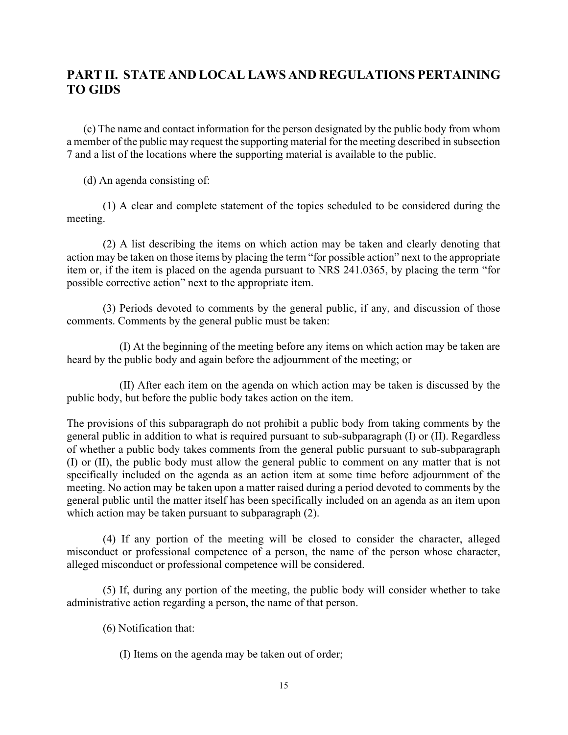## PART II. STATE AND LOCAL LAWS AND REGULATIONS PERTAINING TO GIDS

(c) The name and contact information for the person designated by the public body from whom a member of the public may request the supporting material for the meeting described in subsection 7 and a list of the locations where the supporting material is available to the public.

(d) An agenda consisting of:

(1) A clear and complete statement of the topics scheduled to be considered during the meeting.

(2) A list describing the items on which action may be taken and clearly denoting that action may be taken on those items by placing the term "for possible action" next to the appropriate item or, if the item is placed on the agenda pursuant to NRS 241.0365, by placing the term "for possible corrective action" next to the appropriate item.

(3) Periods devoted to comments by the general public, if any, and discussion of those comments. Comments by the general public must be taken:

(I) At the beginning of the meeting before any items on which action may be taken are heard by the public body and again before the adjournment of the meeting; or

(II) After each item on the agenda on which action may be taken is discussed by the public body, but before the public body takes action on the item.

The provisions of this subparagraph do not prohibit a public body from taking comments by the general public in addition to what is required pursuant to sub-subparagraph (I) or (II). Regardless of whether a public body takes comments from the general public pursuant to sub-subparagraph (I) or (II), the public body must allow the general public to comment on any matter that is not specifically included on the agenda as an action item at some time before adjournment of the meeting. No action may be taken upon a matter raised during a period devoted to comments by the general public until the matter itself has been specifically included on an agenda as an item upon which action may be taken pursuant to subparagraph (2).

(4) If any portion of the meeting will be closed to consider the character, alleged misconduct or professional competence of a person, the name of the person whose character, alleged misconduct or professional competence will be considered.

(5) If, during any portion of the meeting, the public body will consider whether to take administrative action regarding a person, the name of that person.

(6) Notification that:

(I) Items on the agenda may be taken out of order;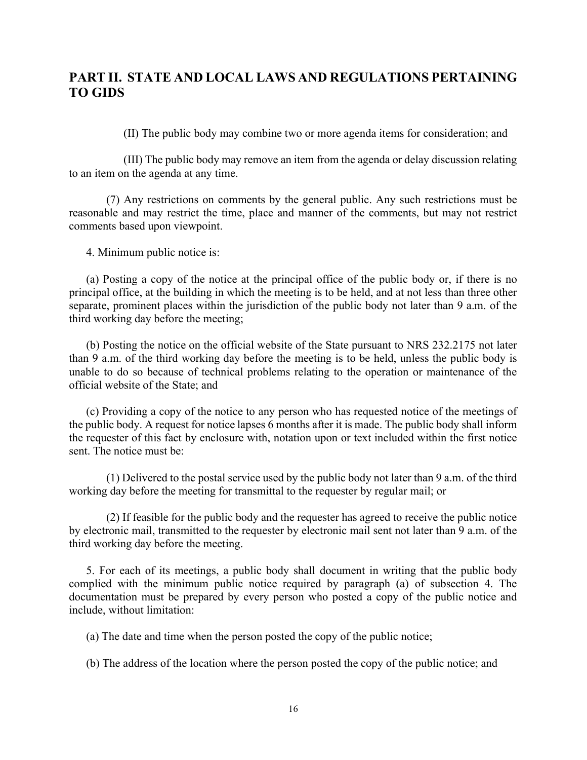## PART II. STATE AND LOCAL LAWS AND REGULATIONS PERTAINING TO GIDS

(II) The public body may combine two or more agenda items for consideration; and

(III) The public body may remove an item from the agenda or delay discussion relating to an item on the agenda at any time.

(7) Any restrictions on comments by the general public. Any such restrictions must be reasonable and may restrict the time, place and manner of the comments, but may not restrict comments based upon viewpoint.

4. Minimum public notice is:

(a) Posting a copy of the notice at the principal office of the public body or, if there is no principal office, at the building in which the meeting is to be held, and at not less than three other separate, prominent places within the jurisdiction of the public body not later than 9 a.m. of the third working day before the meeting;

(b) Posting the notice on the official website of the State pursuant to NRS 232.2175 not later than 9 a.m. of the third working day before the meeting is to be held, unless the public body is unable to do so because of technical problems relating to the operation or maintenance of the official website of the State; and

(c) Providing a copy of the notice to any person who has requested notice of the meetings of the public body. A request for notice lapses 6 months after it is made. The public body shall inform the requester of this fact by enclosure with, notation upon or text included within the first notice sent. The notice must be:

(1) Delivered to the postal service used by the public body not later than 9 a.m. of the third working day before the meeting for transmittal to the requester by regular mail; or

(2) If feasible for the public body and the requester has agreed to receive the public notice by electronic mail, transmitted to the requester by electronic mail sent not later than 9 a.m. of the third working day before the meeting.

5. For each of its meetings, a public body shall document in writing that the public body complied with the minimum public notice required by paragraph (a) of subsection 4. The documentation must be prepared by every person who posted a copy of the public notice and include, without limitation:

(a) The date and time when the person posted the copy of the public notice;

(b) The address of the location where the person posted the copy of the public notice; and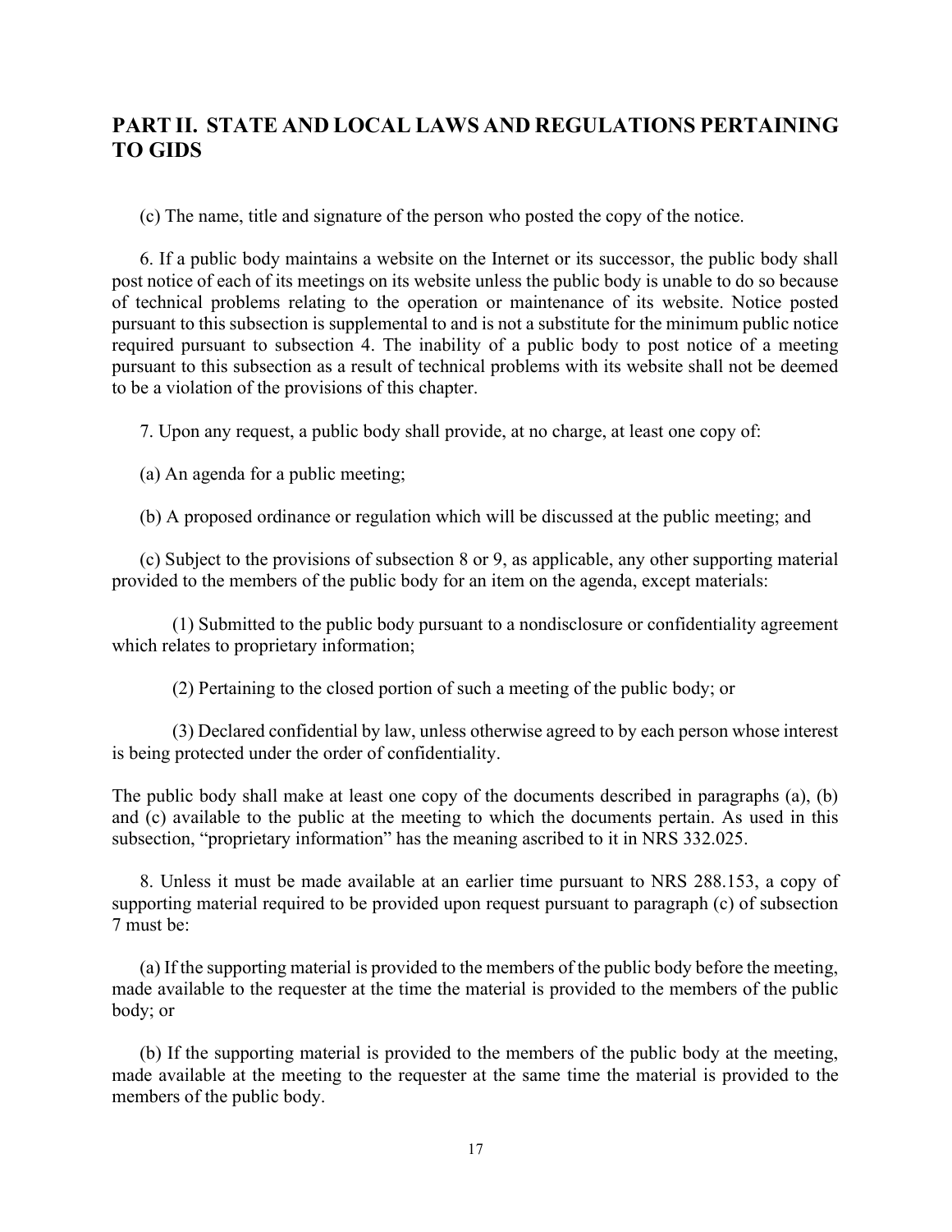## PART II. STATE AND LOCAL LAWS AND REGULATIONS PERTAINING TO GIDS

(c) The name, title and signature of the person who posted the copy of the notice.

6. If a public body maintains a website on the Internet or its successor, the public body shall post notice of each of its meetings on its website unless the public body is unable to do so because of technical problems relating to the operation or maintenance of its website. Notice posted pursuant to this subsection is supplemental to and is not a substitute for the minimum public notice required pursuant to subsection 4. The inability of a public body to post notice of a meeting pursuant to this subsection as a result of technical problems with its website shall not be deemed to be a violation of the provisions of this chapter.

7. Upon any request, a public body shall provide, at no charge, at least one copy of:

(a) An agenda for a public meeting;

(b) A proposed ordinance or regulation which will be discussed at the public meeting; and

(c) Subject to the provisions of subsection 8 or 9, as applicable, any other supporting material provided to the members of the public body for an item on the agenda, except materials:

(1) Submitted to the public body pursuant to a nondisclosure or confidentiality agreement which relates to proprietary information;

(2) Pertaining to the closed portion of such a meeting of the public body; or

(3) Declared confidential by law, unless otherwise agreed to by each person whose interest is being protected under the order of confidentiality.

The public body shall make at least one copy of the documents described in paragraphs (a), (b) and (c) available to the public at the meeting to which the documents pertain. As used in this subsection, "proprietary information" has the meaning ascribed to it in NRS 332.025.

8. Unless it must be made available at an earlier time pursuant to NRS 288.153, a copy of supporting material required to be provided upon request pursuant to paragraph (c) of subsection 7 must be:

(a) If the supporting material is provided to the members of the public body before the meeting, made available to the requester at the time the material is provided to the members of the public body; or

(b) If the supporting material is provided to the members of the public body at the meeting, made available at the meeting to the requester at the same time the material is provided to the members of the public body.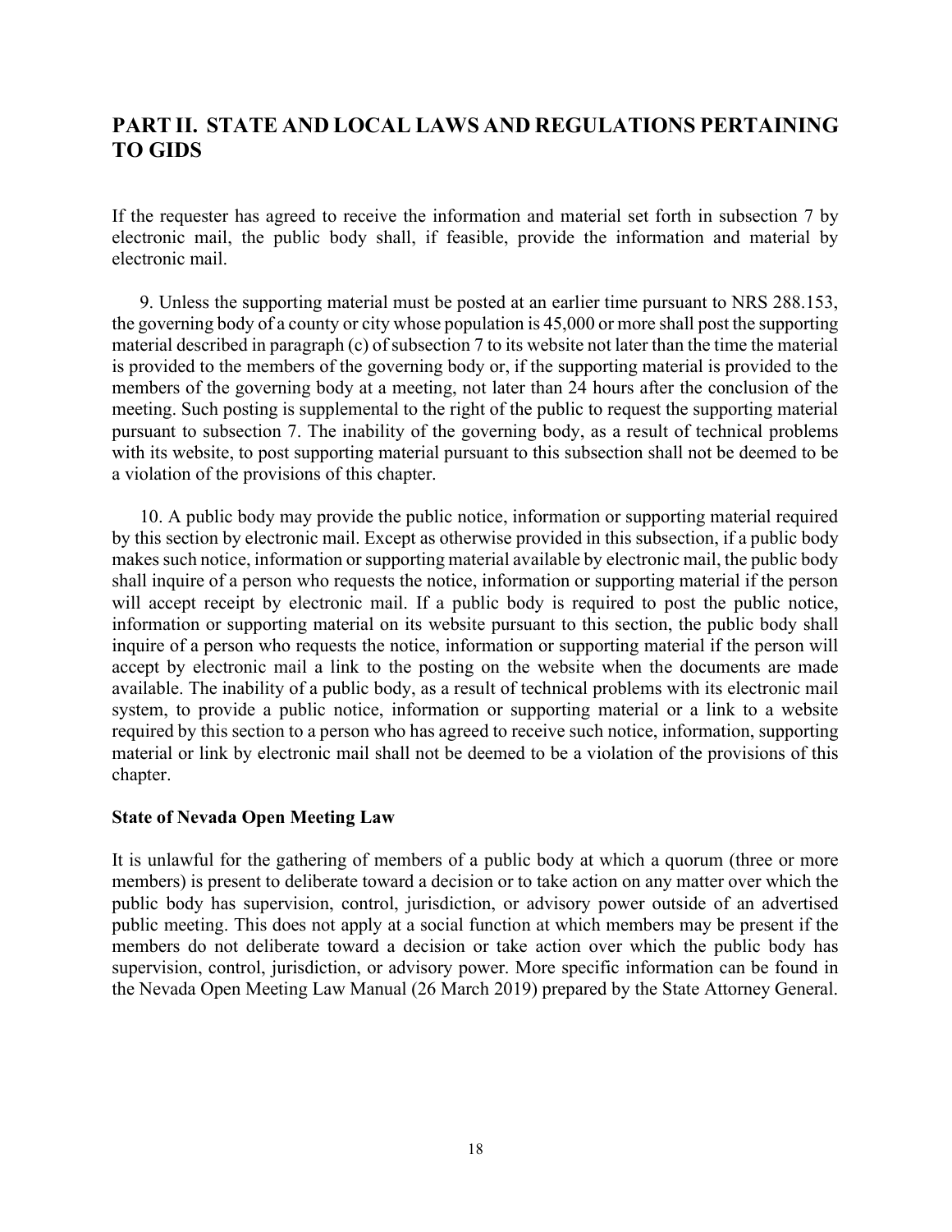## PART II. STATE AND LOCAL LAWS AND REGULATIONS PERTAINING TO GIDS

If the requester has agreed to receive the information and material set forth in subsection 7 by electronic mail, the public body shall, if feasible, provide the information and material by electronic mail.

9. Unless the supporting material must be posted at an earlier time pursuant to NRS 288.153, the governing body of a county or city whose population is 45,000 or more shall post the supporting material described in paragraph (c) of subsection 7 to its website not later than the time the material is provided to the members of the governing body or, if the supporting material is provided to the members of the governing body at a meeting, not later than 24 hours after the conclusion of the meeting. Such posting is supplemental to the right of the public to request the supporting material pursuant to subsection 7. The inability of the governing body, as a result of technical problems with its website, to post supporting material pursuant to this subsection shall not be deemed to be a violation of the provisions of this chapter.

10. A public body may provide the public notice, information or supporting material required by this section by electronic mail. Except as otherwise provided in this subsection, if a public body makes such notice, information or supporting material available by electronic mail, the public body shall inquire of a person who requests the notice, information or supporting material if the person will accept receipt by electronic mail. If a public body is required to post the public notice, information or supporting material on its website pursuant to this section, the public body shall inquire of a person who requests the notice, information or supporting material if the person will accept by electronic mail a link to the posting on the website when the documents are made available. The inability of a public body, as a result of technical problems with its electronic mail system, to provide a public notice, information or supporting material or a link to a website required by this section to a person who has agreed to receive such notice, information, supporting material or link by electronic mail shall not be deemed to be a violation of the provisions of this chapter.

**State of Nevada Open Meeting Law**

It is unlawful for the gathering of members of a public body at which a quorum (three or more members) is present to deliberate toward a decision or to take action on any matter over which the public body has supervision, control, jurisdiction, or advisory power outside of an advertised public meeting. This does not apply at a social function at which members may be present if the members do not deliberate toward a decision or take action over which the public body has supervision, control, jurisdiction, or advisory power. More specific information can be found in the Nevada Open Meeting Law Manual (26 March 2019) prepared by the State Attorney General.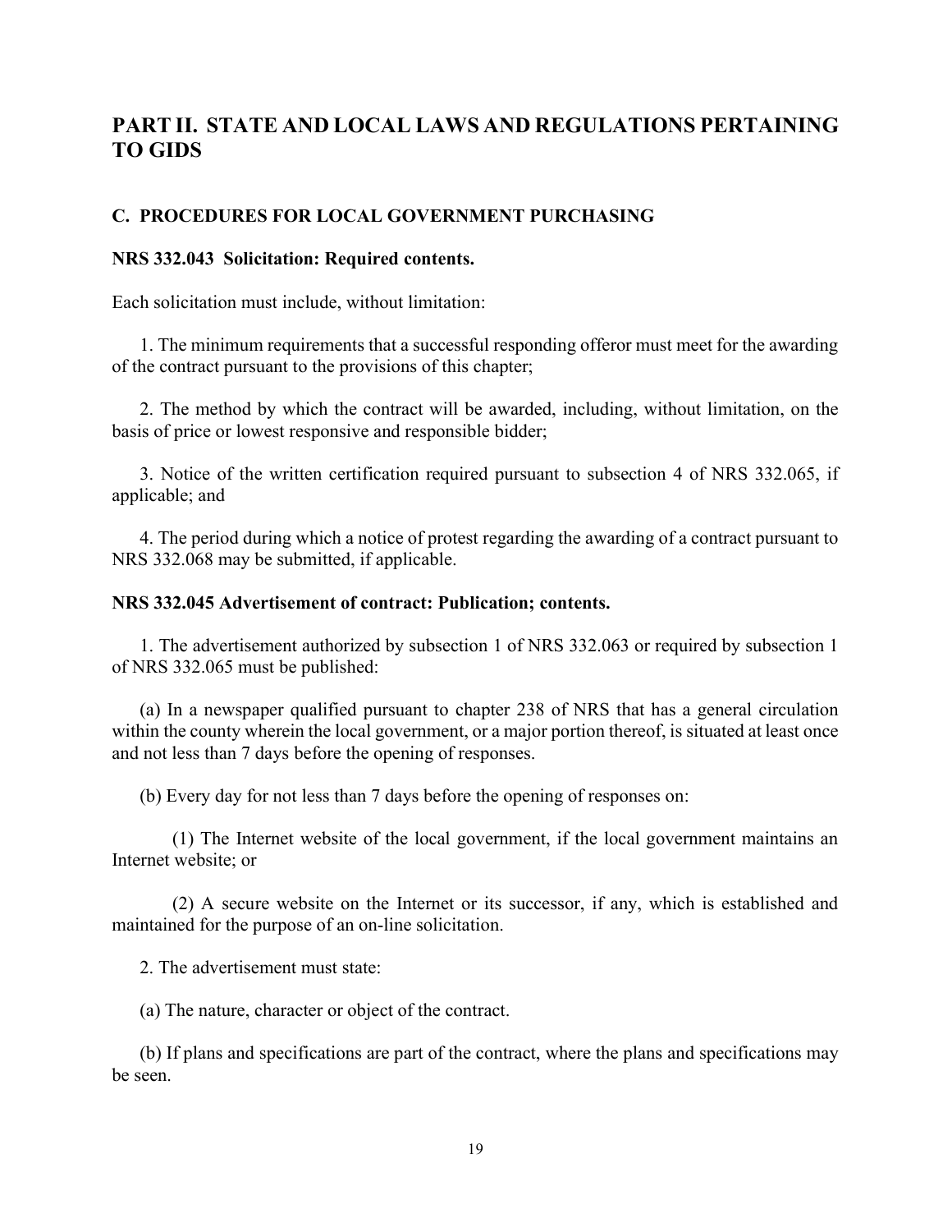## PART II. STATE AND LOCAL LAWS AND REGULATIONS PERTAINING TO GIDS

### C. PROCEDURES FOR LOCAL GOVERNMENT PURCHASING

#### NRS 332.043 Solicitation: Required contents.

Each solicitation must include, without limitation:

1. The minimum requirements that a successful responding offeror must meet for the awarding of the contract pursuant to the provisions of this chapter;

2. The method by which the contract will be awarded, including, without limitation, on the basis of price or lowest responsive and responsible bidder;

3. Notice of the written certification required pursuant to subsection 4 of NRS 332.065, if applicable; and

4. The period during which a notice of protest regarding the awarding of a contract pursuant to NRS 332.068 may be submitted, if applicable.

#### NRS 332.045 Advertisement of contract: Publication; contents.

1. The advertisement authorized by subsection 1 of NRS 332.063 or required by subsection 1 of NRS 332.065 must be published:

(a) In a newspaper qualified pursuant to chapter 238 of NRS that has a general circulation within the county wherein the local government, or a major portion thereof, is situated at least once and not less than 7 days before the opening of responses.

(b) Every day for not less than 7 days before the opening of responses on:

(1) The Internet website of the local government, if the local government maintains an Internet website; or

(2) A secure website on the Internet or its successor, if any, which is established and maintained for the purpose of an on-line solicitation.

2. The advertisement must state:

(a) The nature, character or object of the contract.

(b) If plans and specifications are part of the contract, where the plans and specifications may be seen.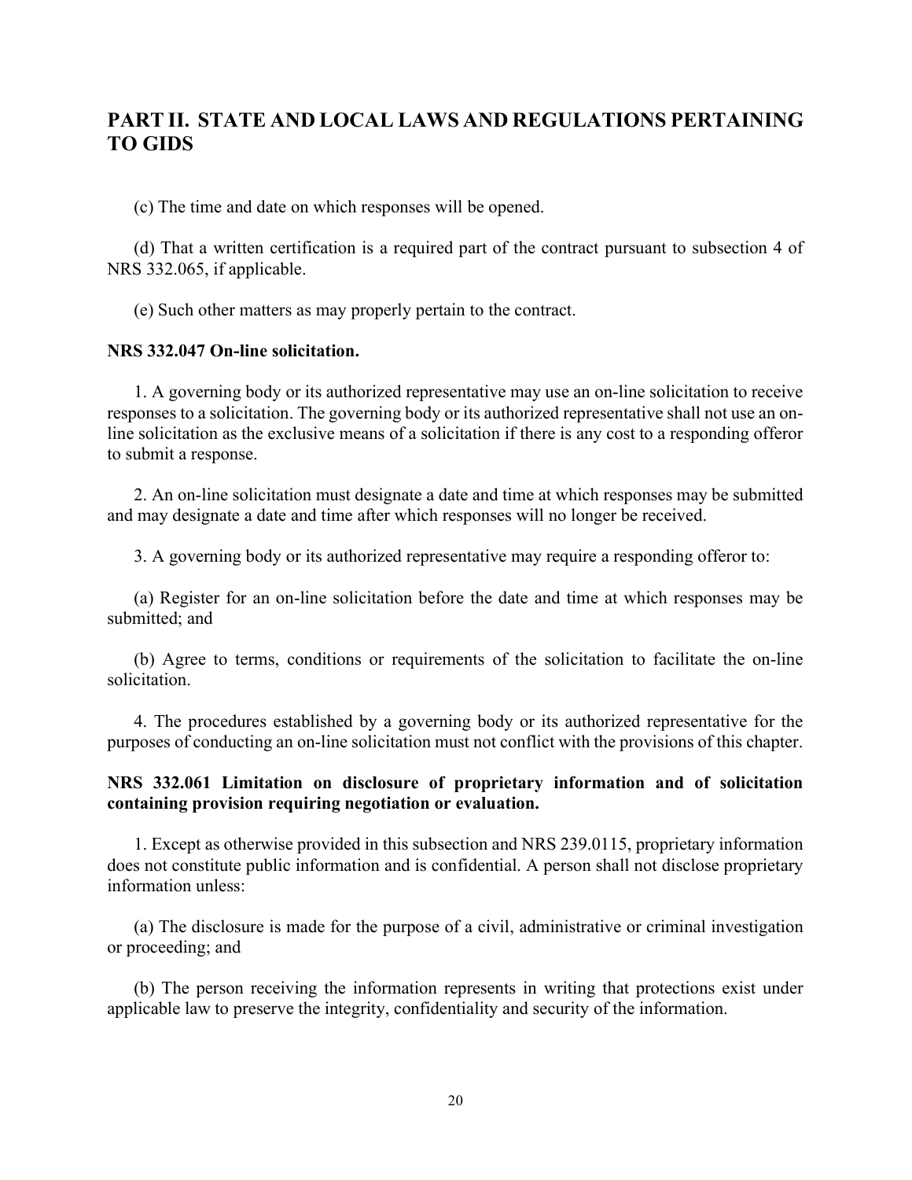## PART II. STATE AND LOCAL LAWS AND REGULATIONS PERTAINING TO GIDS

(c) The time and date on which responses will be opened.

(d) That a written certification is a required part of the contract pursuant to subsection 4 of NRS 332.065, if applicable.

(e) Such other matters as may properly pertain to the contract.

**NRS 332.047 On-line solicitation.**

1. A governing body or its authorized representative may use an on-line solicitation to receive responses to a solicitation. The governing body or its authorized representative shall not use an on-line solicitation as the exclusive means of a solicitation if there is any cost to a responding offeror to submit a response.

2. An on-line solicitation must designate a date and time at which responses may be submitted and may designate a date and time after which responses will no longer be received.

3. A governing body or its authorized representative may require a responding offeror to:

(a) Register for an on-line solicitation before the date and time at which responses may be submitted; and

(b) Agree to terms, conditions or requirements of the solicitation to facilitate the on-line solicitation.

4. The procedures established by a governing body or its authorized representative for the purposes of conducting an on-line solicitation must not conflict with the provisions of this chapter.

**NRS 332.061 Limitation on disclosure of proprietary information and of solicitation containing provision requiring negotiation or evaluation.**

1. Except as otherwise provided in this subsection and NRS 239.0115, proprietary information does not constitute public information and is confidential. A person shall not disclose proprietary information unless:

(a) The disclosure is made for the purpose of a civil, administrative or criminal investigation or proceeding; and

(b) The person receiving the information represents in writing that protections exist under applicable law to preserve the integrity, confidentiality and security of the information.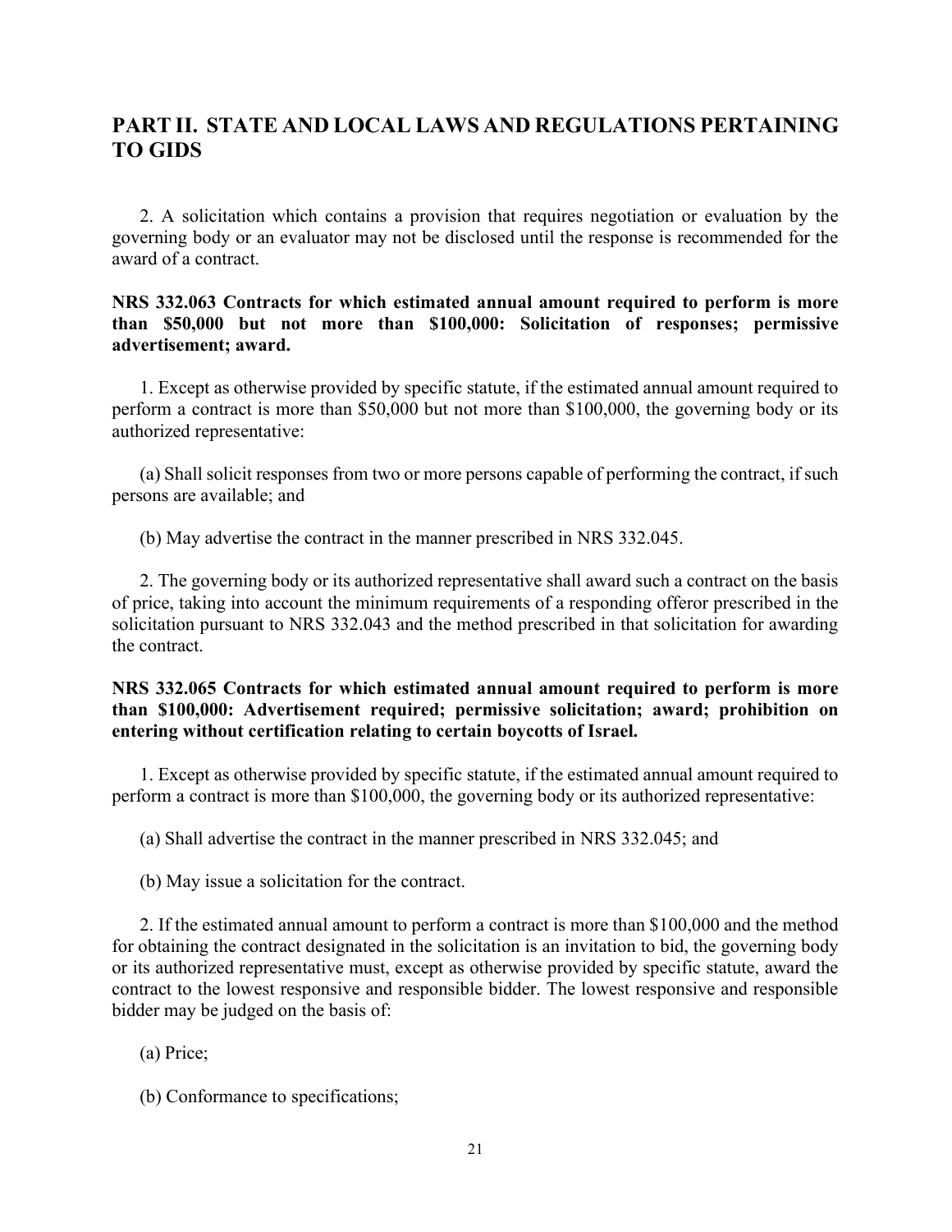## PART II. STATE AND LOCAL LAWS AND REGULATIONS PERTAINING TO GIDS

2. A solicitation which contains a provision that requires negotiation or evaluation by the governing body or an evaluator may not be disclosed until the response is recommended for the award of a contract.

**NRS 332.063 Contracts for which estimated annual amount required to perform is more than $50,000 but not more than $100,000: Solicitation of responses; permissive advertisement; award.**

1. Except as otherwise provided by specific statute, if the estimated annual amount required to perform a contract is more than $50,000 but not more than $100,000, the governing body or its authorized representative:

(a) Shall solicit responses from two or more persons capable of performing the contract, if such persons are available; and

(b) May advertise the contract in the manner prescribed in NRS 332.045.

2. The governing body or its authorized representative shall award such a contract on the basis of price, taking into account the minimum requirements of a responding offeror prescribed in the solicitation pursuant to NRS 332.043 and the method prescribed in that solicitation for awarding the contract.

**NRS 332.065 Contracts for which estimated annual amount required to perform is more than $100,000: Advertisement required; permissive solicitation; award; prohibition on entering without certification relating to certain boycotts of Israel.**

1. Except as otherwise provided by specific statute, if the estimated annual amount required to perform a contract is more than $100,000, the governing body or its authorized representative:

(a) Shall advertise the contract in the manner prescribed in NRS 332.045; and

(b) May issue a solicitation for the contract.

2. If the estimated annual amount to perform a contract is more than $100,000 and the method for obtaining the contract designated in the solicitation is an invitation to bid, the governing body or its authorized representative must, except as otherwise provided by specific statute, award the contract to the lowest responsive and responsible bidder. The lowest responsive and responsible bidder may be judged on the basis of:

(a) Price;

(b) Conformance to specifications;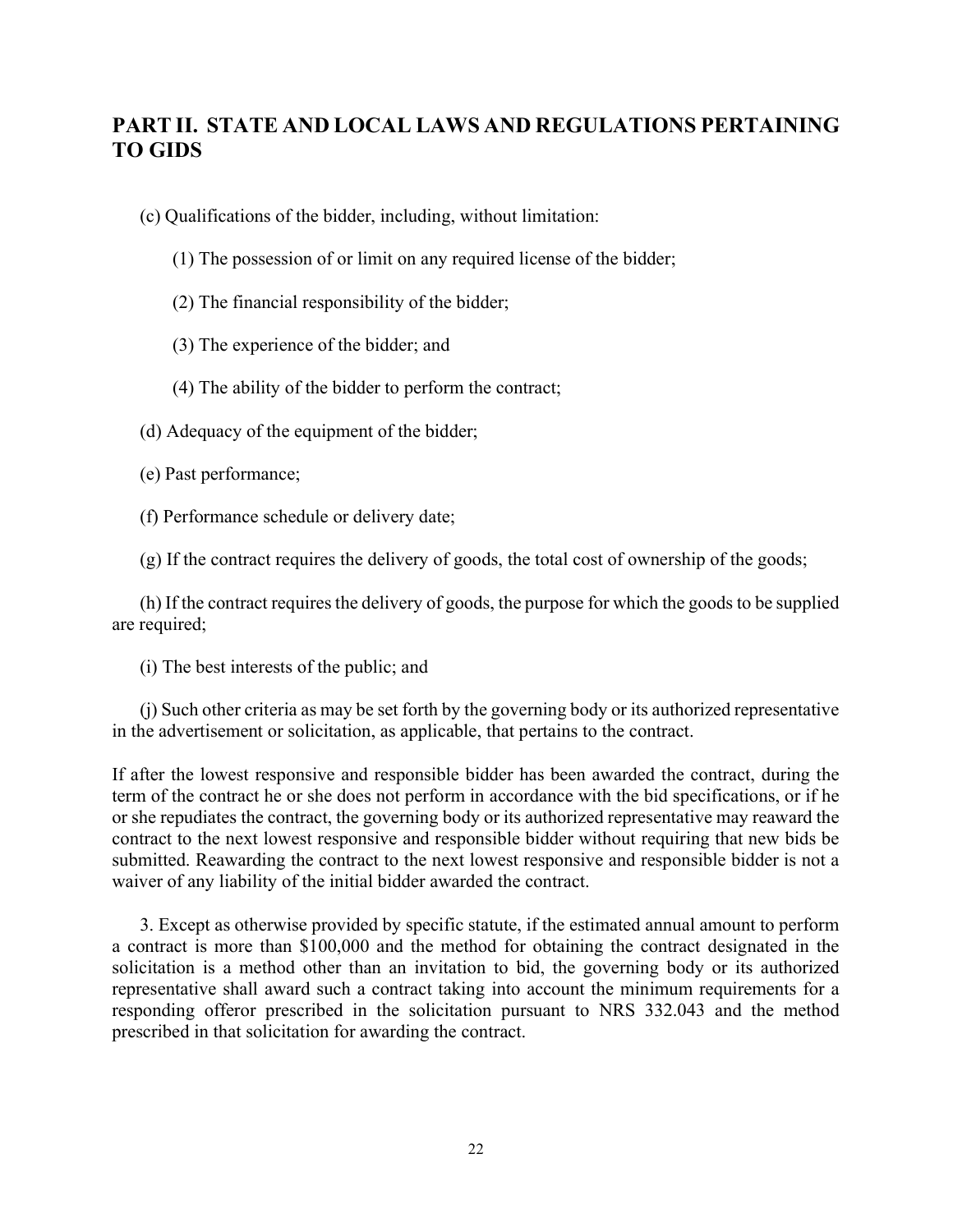## PART II. STATE AND LOCAL LAWS AND REGULATIONS PERTAINING TO GIDS

(c) Qualifications of the bidder, including, without limitation:

(1) The possession of or limit on any required license of the bidder;

(2) The financial responsibility of the bidder;

(3) The experience of the bidder; and

(4) The ability of the bidder to perform the contract;

(d) Adequacy of the equipment of the bidder;

(e) Past performance;

(f) Performance schedule or delivery date;

(g) If the contract requires the delivery of goods, the total cost of ownership of the goods;

(h) If the contract requires the delivery of goods, the purpose for which the goods to be supplied are required;

(i) The best interests of the public; and

(j) Such other criteria as may be set forth by the governing body or its authorized representative in the advertisement or solicitation, as applicable, that pertains to the contract.

If after the lowest responsive and responsible bidder has been awarded the contract, during the term of the contract he or she does not perform in accordance with the bid specifications, or if he or she repudiates the contract, the governing body or its authorized representative may reaward the contract to the next lowest responsive and responsible bidder without requiring that new bids be submitted. Reawarding the contract to the next lowest responsive and responsible bidder is not a waiver of any liability of the initial bidder awarded the contract.

3. Except as otherwise provided by specific statute, if the estimated annual amount to perform a contract is more than $100,000 and the method for obtaining the contract designated in the solicitation is a method other than an invitation to bid, the governing body or its authorized representative shall award such a contract taking into account the minimum requirements for a responding offeror prescribed in the solicitation pursuant to NRS 332.043 and the method prescribed in that solicitation for awarding the contract.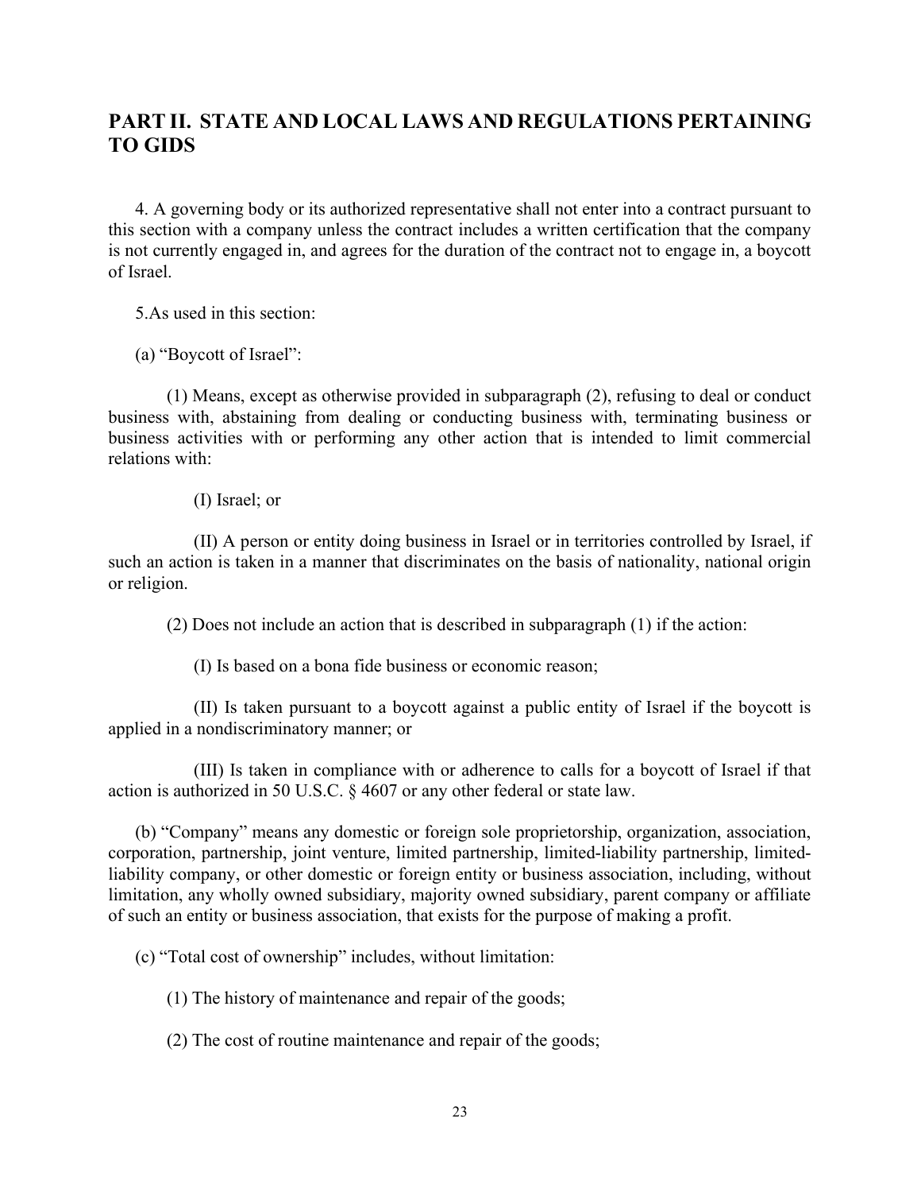## PART II. STATE AND LOCAL LAWS AND REGULATIONS PERTAINING TO GIDS

4. A governing body or its authorized representative shall not enter into a contract pursuant to this section with a company unless the contract includes a written certification that the company is not currently engaged in, and agrees for the duration of the contract not to engage in, a boycott of Israel.

5.As used in this section:

(a) "Boycott of Israel":

(1) Means, except as otherwise provided in subparagraph (2), refusing to deal or conduct business with, abstaining from dealing or conducting business with, terminating business or business activities with or performing any other action that is intended to limit commercial relations with:

(I) Israel; or

(II) A person or entity doing business in Israel or in territories controlled by Israel, if such an action is taken in a manner that discriminates on the basis of nationality, national origin or religion.

(2) Does not include an action that is described in subparagraph (1) if the action:

(I) Is based on a bona fide business or economic reason;

(II) Is taken pursuant to a boycott against a public entity of Israel if the boycott is applied in a nondiscriminatory manner; or

(III) Is taken in compliance with or adherence to calls for a boycott of Israel if that action is authorized in 50 U.S.C. § 4607 or any other federal or state law.

(b) "Company" means any domestic or foreign sole proprietorship, organization, association, corporation, partnership, joint venture, limited partnership, limited-liability partnership, limited-liability company, or other domestic or foreign entity or business association, including, without limitation, any wholly owned subsidiary, majority owned subsidiary, parent company or affiliate of such an entity or business association, that exists for the purpose of making a profit.

(c) "Total cost of ownership" includes, without limitation:

(1) The history of maintenance and repair of the goods;

(2) The cost of routine maintenance and repair of the goods;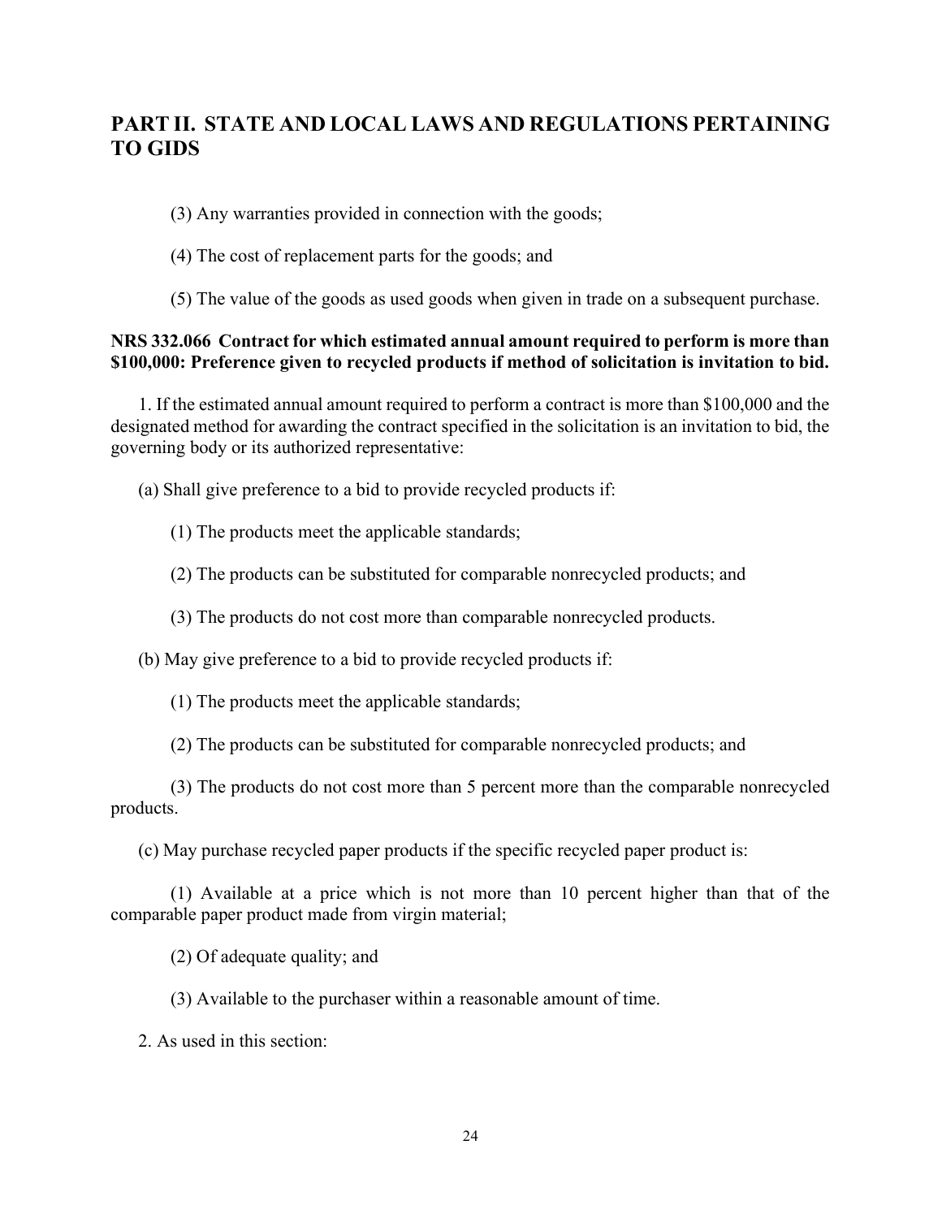## PART II. STATE AND LOCAL LAWS AND REGULATIONS PERTAINING TO GIDS

(3) Any warranties provided in connection with the goods;

(4) The cost of replacement parts for the goods; and

(5) The value of the goods as used goods when given in trade on a subsequent purchase.

**NRS 332.066 Contract for which estimated annual amount required to perform is more than $100,000: Preference given to recycled products if method of solicitation is invitation to bid.**

1. If the estimated annual amount required to perform a contract is more than $100,000 and the designated method for awarding the contract specified in the solicitation is an invitation to bid, the governing body or its authorized representative:

(a) Shall give preference to a bid to provide recycled products if:

(1) The products meet the applicable standards;

(2) The products can be substituted for comparable nonrecycled products; and

(3) The products do not cost more than comparable nonrecycled products.

(b) May give preference to a bid to provide recycled products if:

(1) The products meet the applicable standards;

(2) The products can be substituted for comparable nonrecycled products; and

(3) The products do not cost more than 5 percent more than the comparable nonrecycled products.

(c) May purchase recycled paper products if the specific recycled paper product is:

(1) Available at a price which is not more than 10 percent higher than that of the comparable paper product made from virgin material;

(2) Of adequate quality; and

(3) Available to the purchaser within a reasonable amount of time.

2. As used in this section: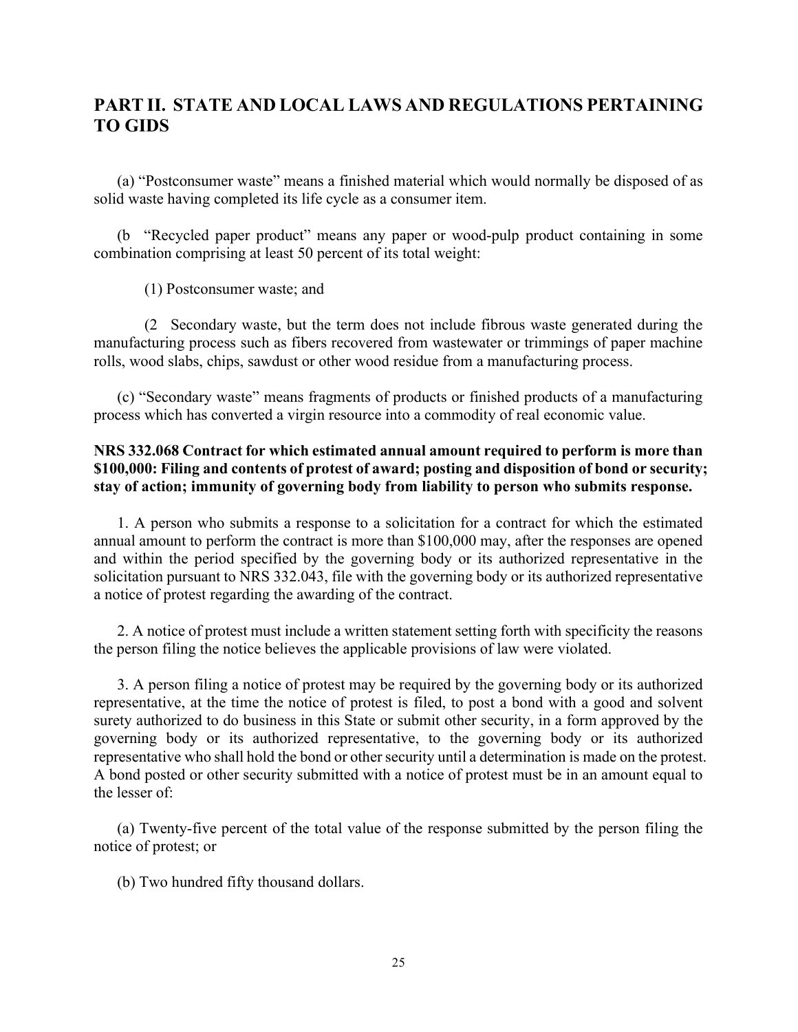## PART II. STATE AND LOCAL LAWS AND REGULATIONS PERTAINING TO GIDS

(a) "Postconsumer waste" means a finished material which would normally be disposed of as solid waste having completed its life cycle as a consumer item.

(b "Recycled paper product" means any paper or wood-pulp product containing in some combination comprising at least 50 percent of its total weight:

(1) Postconsumer waste; and

(2 Secondary waste, but the term does not include fibrous waste generated during the manufacturing process such as fibers recovered from wastewater or trimmings of paper machine rolls, wood slabs, chips, sawdust or other wood residue from a manufacturing process.

(c) "Secondary waste" means fragments of products or finished products of a manufacturing process which has converted a virgin resource into a commodity of real economic value.

**NRS 332.068 Contract for which estimated annual amount required to perform is more than $100,000: Filing and contents of protest of award; posting and disposition of bond or security; stay of action; immunity of governing body from liability to person who submits response.**

1. A person who submits a response to a solicitation for a contract for which the estimated annual amount to perform the contract is more than $100,000 may, after the responses are opened and within the period specified by the governing body or its authorized representative in the solicitation pursuant to NRS 332.043, file with the governing body or its authorized representative a notice of protest regarding the awarding of the contract.

2. A notice of protest must include a written statement setting forth with specificity the reasons the person filing the notice believes the applicable provisions of law were violated.

3. A person filing a notice of protest may be required by the governing body or its authorized representative, at the time the notice of protest is filed, to post a bond with a good and solvent surety authorized to do business in this State or submit other security, in a form approved by the governing body or its authorized representative, to the governing body or its authorized representative who shall hold the bond or other security until a determination is made on the protest. A bond posted or other security submitted with a notice of protest must be in an amount equal to the lesser of:

(a) Twenty-five percent of the total value of the response submitted by the person filing the notice of protest; or

(b) Two hundred fifty thousand dollars.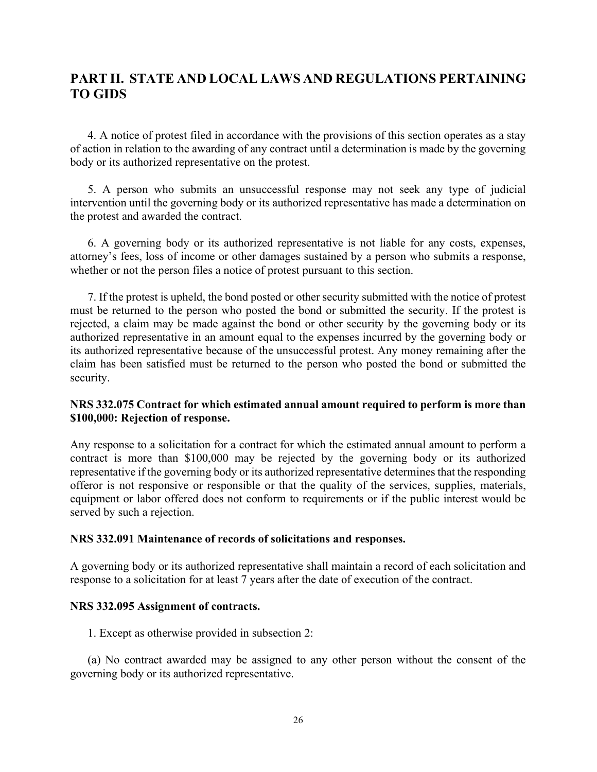## PART II. STATE AND LOCAL LAWS AND REGULATIONS PERTAINING TO GIDS

4. A notice of protest filed in accordance with the provisions of this section operates as a stay of action in relation to the awarding of any contract until a determination is made by the governing body or its authorized representative on the protest.

5. A person who submits an unsuccessful response may not seek any type of judicial intervention until the governing body or its authorized representative has made a determination on the protest and awarded the contract.

6. A governing body or its authorized representative is not liable for any costs, expenses, attorney's fees, loss of income or other damages sustained by a person who submits a response, whether or not the person files a notice of protest pursuant to this section.

7. If the protest is upheld, the bond posted or other security submitted with the notice of protest must be returned to the person who posted the bond or submitted the security. If the protest is rejected, a claim may be made against the bond or other security by the governing body or its authorized representative in an amount equal to the expenses incurred by the governing body or its authorized representative because of the unsuccessful protest. Any money remaining after the claim has been satisfied must be returned to the person who posted the bond or submitted the security.

**NRS 332.075 Contract for which estimated annual amount required to perform is more than $100,000: Rejection of response.**

Any response to a solicitation for a contract for which the estimated annual amount to perform a contract is more than $100,000 may be rejected by the governing body or its authorized representative if the governing body or its authorized representative determines that the responding offeror is not responsive or responsible or that the quality of the services, supplies, materials, equipment or labor offered does not conform to requirements or if the public interest would be served by such a rejection.

**NRS 332.091 Maintenance of records of solicitations and responses.**

A governing body or its authorized representative shall maintain a record of each solicitation and response to a solicitation for at least 7 years after the date of execution of the contract.

**NRS 332.095 Assignment of contracts.**

1. Except as otherwise provided in subsection 2:

(a) No contract awarded may be assigned to any other person without the consent of the governing body or its authorized representative.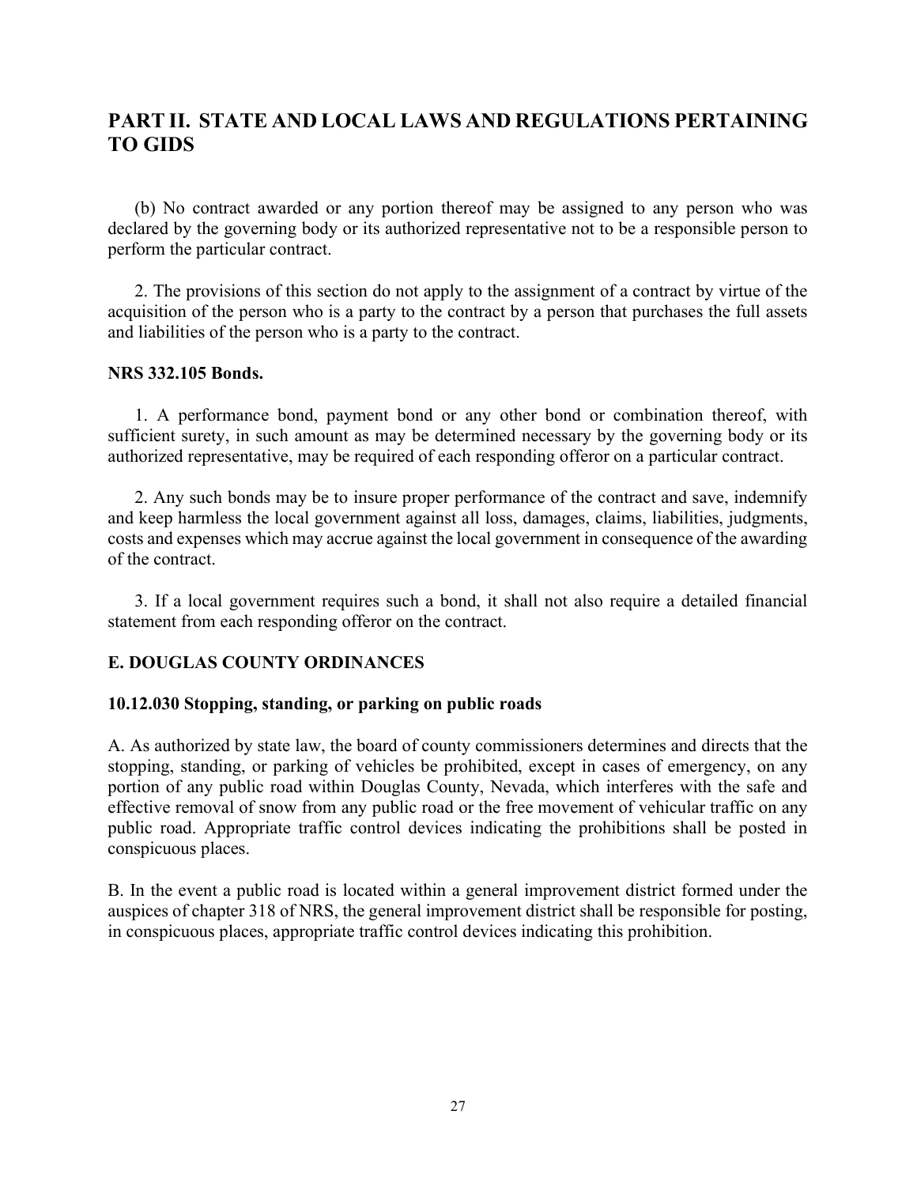## PART II. STATE AND LOCAL LAWS AND REGULATIONS PERTAINING TO GIDS

(b) No contract awarded or any portion thereof may be assigned to any person who was declared by the governing body or its authorized representative not to be a responsible person to perform the particular contract.

2. The provisions of this section do not apply to the assignment of a contract by virtue of the acquisition of the person who is a party to the contract by a person that purchases the full assets and liabilities of the person who is a party to the contract.

**NRS 332.105 Bonds.**

1. A performance bond, payment bond or any other bond or combination thereof, with sufficient surety, in such amount as may be determined necessary by the governing body or its authorized representative, may be required of each responding offeror on a particular contract.

2. Any such bonds may be to insure proper performance of the contract and save, indemnify and keep harmless the local government against all loss, damages, claims, liabilities, judgments, costs and expenses which may accrue against the local government in consequence of the awarding of the contract.

3. If a local government requires such a bond, it shall not also require a detailed financial statement from each responding offeror on the contract.

### E. DOUGLAS COUNTY ORDINANCES

**10.12.030 Stopping, standing, or parking on public roads**

A. As authorized by state law, the board of county commissioners determines and directs that the stopping, standing, or parking of vehicles be prohibited, except in cases of emergency, on any portion of any public road within Douglas County, Nevada, which interferes with the safe and effective removal of snow from any public road or the free movement of vehicular traffic on any public road. Appropriate traffic control devices indicating the prohibitions shall be posted in conspicuous places.

B. In the event a public road is located within a general improvement district formed under the auspices of chapter 318 of NRS, the general improvement district shall be responsible for posting, in conspicuous places, appropriate traffic control devices indicating this prohibition.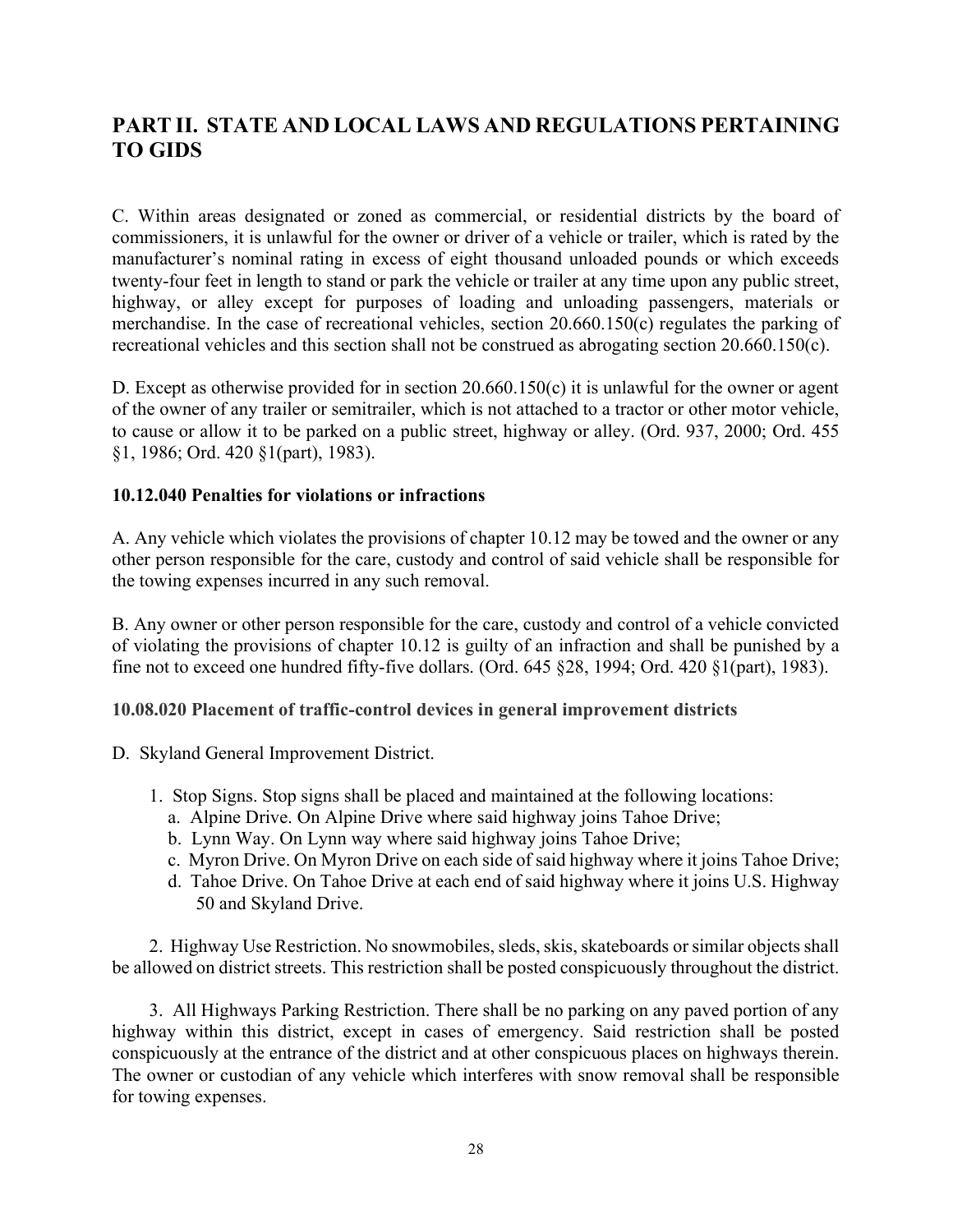## PART II. STATE AND LOCAL LAWS AND REGULATIONS PERTAINING TO GIDS

C. Within areas designated or zoned as commercial, or residential districts by the board of commissioners, it is unlawful for the owner or driver of a vehicle or trailer, which is rated by the manufacturer's nominal rating in excess of eight thousand unloaded pounds or which exceeds twenty-four feet in length to stand or park the vehicle or trailer at any time upon any public street, highway, or alley except for purposes of loading and unloading passengers, materials or merchandise. In the case of recreational vehicles, section 20.660.150(c) regulates the parking of recreational vehicles and this section shall not be construed as abrogating section 20.660.150(c).

D. Except as otherwise provided for in section 20.660.150(c) it is unlawful for the owner or agent of the owner of any trailer or semitrailer, which is not attached to a tractor or other motor vehicle, to cause or allow it to be parked on a public street, highway or alley. (Ord. 937, 2000; Ord. 455 §1, 1986; Ord. 420 §1(part), 1983).

### 10.12.040 Penalties for violations or infractions

A. Any vehicle which violates the provisions of chapter 10.12 may be towed and the owner or any other person responsible for the care, custody and control of said vehicle shall be responsible for the towing expenses incurred in any such removal.

B. Any owner or other person responsible for the care, custody and control of a vehicle convicted of violating the provisions of chapter 10.12 is guilty of an infraction and shall be punished by a fine not to exceed one hundred fifty-five dollars. (Ord. 645 §28, 1994; Ord. 420 §1(part), 1983).

### 10.08.020 Placement of traffic-control devices in general improvement districts

D. Skyland General Improvement District.

1. Stop Signs. Stop signs shall be placed and maintained at the following locations:
   a. Alpine Drive. On Alpine Drive where said highway joins Tahoe Drive;
   b. Lynn Way. On Lynn way where said highway joins Tahoe Drive;
   c. Myron Drive. On Myron Drive on each side of said highway where it joins Tahoe Drive;
   d. Tahoe Drive. On Tahoe Drive at each end of said highway where it joins U.S. Highway 50 and Skyland Drive.

2. Highway Use Restriction. No snowmobiles, sleds, skis, skateboards or similar objects shall be allowed on district streets. This restriction shall be posted conspicuously throughout the district.

3. All Highways Parking Restriction. There shall be no parking on any paved portion of any highway within this district, except in cases of emergency. Said restriction shall be posted conspicuously at the entrance of the district and at other conspicuous places on highways therein. The owner or custodian of any vehicle which interferes with snow removal shall be responsible for towing expenses.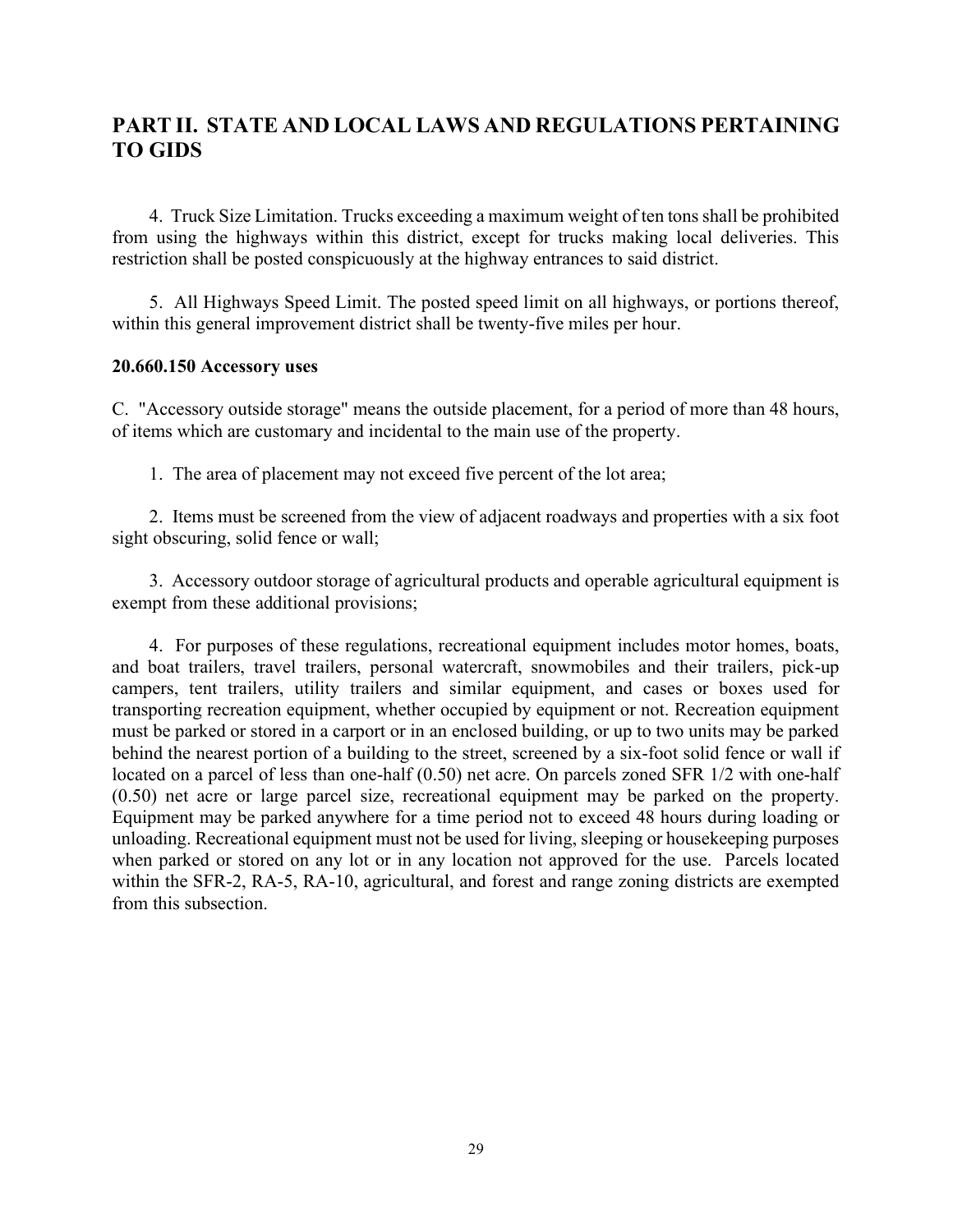## PART II. STATE AND LOCAL LAWS AND REGULATIONS PERTAINING TO GIDS

4. Truck Size Limitation. Trucks exceeding a maximum weight of ten tons shall be prohibited from using the highways within this district, except for trucks making local deliveries. This restriction shall be posted conspicuously at the highway entrances to said district.

5. All Highways Speed Limit. The posted speed limit on all highways, or portions thereof, within this general improvement district shall be twenty-five miles per hour.

**20.660.150 Accessory uses**

C. "Accessory outside storage" means the outside placement, for a period of more than 48 hours, of items which are customary and incidental to the main use of the property.

1. The area of placement may not exceed five percent of the lot area;

2. Items must be screened from the view of adjacent roadways and properties with a six foot sight obscuring, solid fence or wall;

3. Accessory outdoor storage of agricultural products and operable agricultural equipment is exempt from these additional provisions;

4. For purposes of these regulations, recreational equipment includes motor homes, boats, and boat trailers, travel trailers, personal watercraft, snowmobiles and their trailers, pick-up campers, tent trailers, utility trailers and similar equipment, and cases or boxes used for transporting recreation equipment, whether occupied by equipment or not. Recreation equipment must be parked or stored in a carport or in an enclosed building, or up to two units may be parked behind the nearest portion of a building to the street, screened by a six-foot solid fence or wall if located on a parcel of less than one-half (0.50) net acre. On parcels zoned SFR 1/2 with one-half (0.50) net acre or large parcel size, recreational equipment may be parked on the property. Equipment may be parked anywhere for a time period not to exceed 48 hours during loading or unloading. Recreational equipment must not be used for living, sleeping or housekeeping purposes when parked or stored on any lot or in any location not approved for the use. Parcels located within the SFR-2, RA-5, RA-10, agricultural, and forest and range zoning districts are exempted from this subsection.